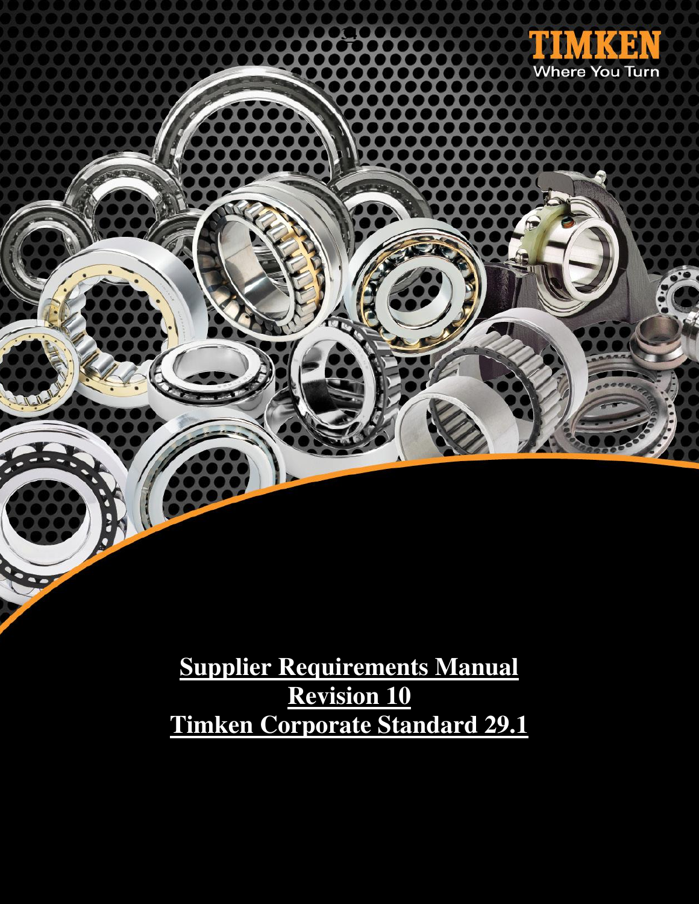TIMKEN

Where You Turn

# Supplier Requirements Manual
# Revision 10
# Timken Corporate Standard 29.1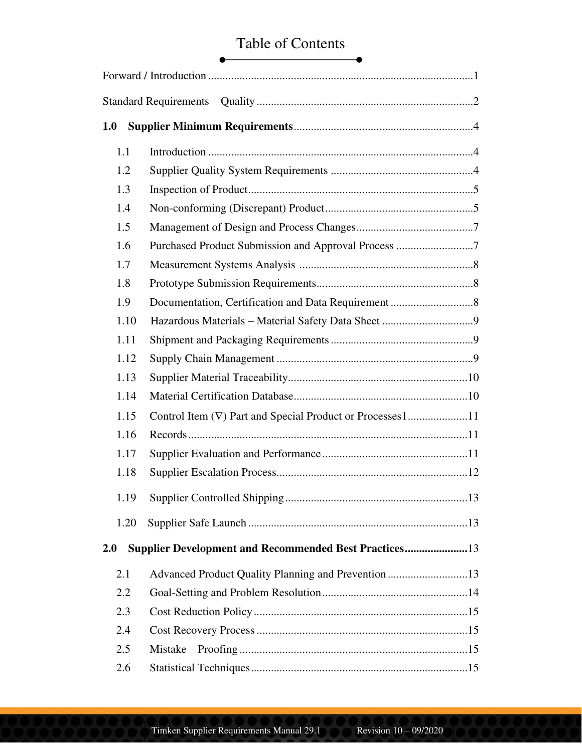# Table of Contents

Forward / Introduction ........................................................................................1

Standard Requirements – Quality ........................................................................2

**1.0 Supplier Minimum Requirements**..............................................................4

- 1.1 Introduction ............................................................................................4
- 1.2 Supplier Quality System Requirements ..................................................4
- 1.3 Inspection of Product...............................................................................5
- 1.4 Non-conforming (Discrepant) Product.....................................................5
- 1.5 Management of Design and Process Changes.........................................7
- 1.6 Purchased Product Submission and Approval Process ...........................7
- 1.7 Measurement Systems Analysis .............................................................8
- 1.8 Prototype Submission Requirements.......................................................8
- 1.9 Documentation, Certification and Data Requirement .............................8
- 1.10 Hazardous Materials – Material Safety Data Sheet ................................9
- 1.11 Shipment and Packaging Requirements .................................................9
- 1.12 Supply Chain Management ....................................................................9
- 1.13 Supplier Material Traceability...............................................................10
- 1.14 Material Certification Database.............................................................10
- 1.15 Control Item (∇) Part and Special Product or Processes1.....................11
- 1.16 Records..................................................................................................11
- 1.17 Supplier Evaluation and Performance...................................................11
- 1.18 Supplier Escalation Process...................................................................12
- 1.19 Supplier Controlled Shipping................................................................13
- 1.20 Supplier Safe Launch ............................................................................13

**2.0 Supplier Development and Recommended Best Practices**......................13

- 2.1 Advanced Product Quality Planning and Prevention ............................13
- 2.2 Goal-Setting and Problem Resolution...................................................14
- 2.3 Cost Reduction Policy...........................................................................15
- 2.4 Cost Recovery Process ..........................................................................15
- 2.5 Mistake – Proofing ................................................................................15
- 2.6 Statistical Techniques............................................................................15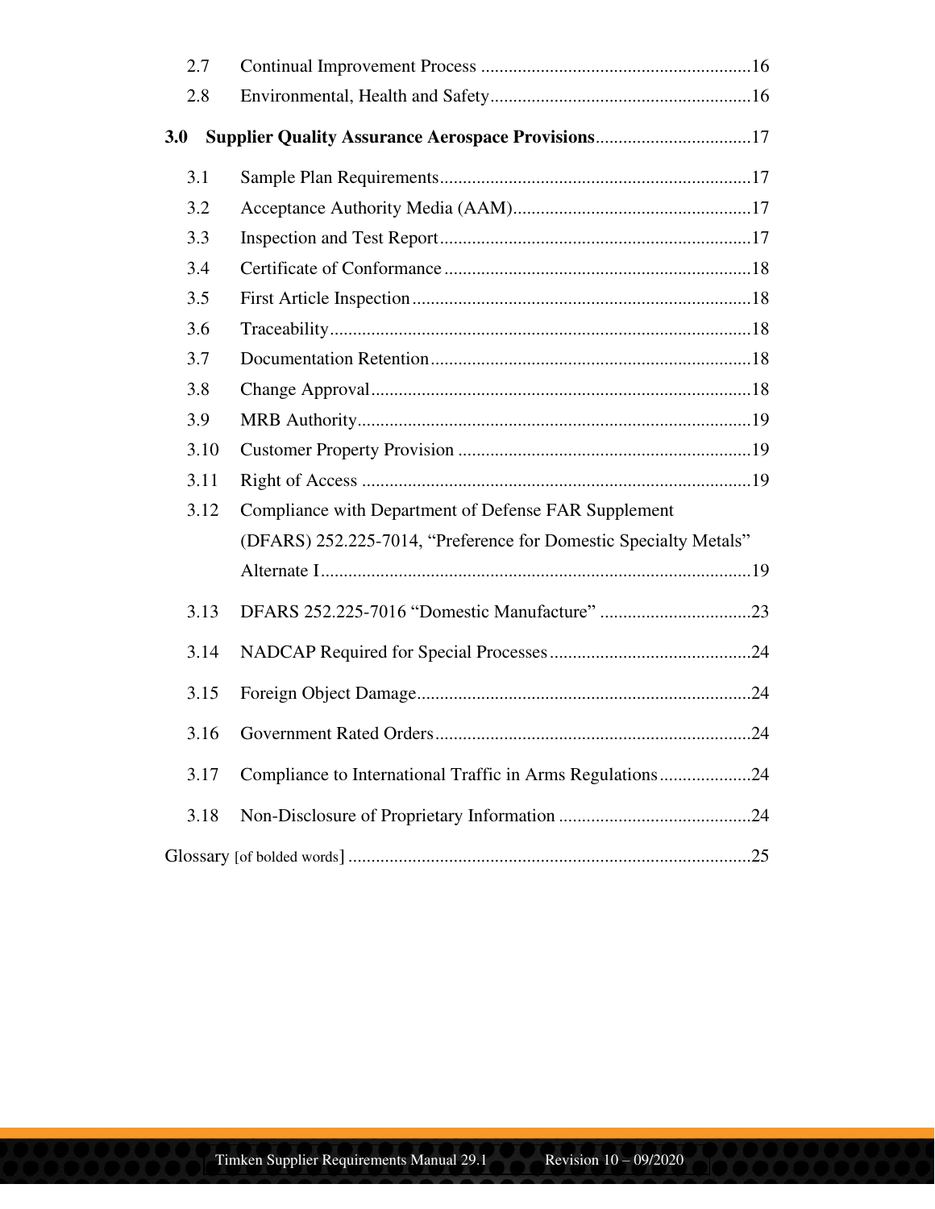2.7 Continual Improvement Process ...........................................................16

2.8 Environmental, Health and Safety.........................................................16

**3.0 Supplier Quality Assurance Aerospace Provisions**..................................17

3.1 Sample Plan Requirements....................................................................17

3.2 Acceptance Authority Media (AAM)....................................................17

3.3 Inspection and Test Report....................................................................17

3.4 Certificate of Conformance ...................................................................18

3.5 First Article Inspection ..........................................................................18

3.6 Traceability............................................................................................18

3.7 Documentation Retention ......................................................................18

3.8 Change Approval ...................................................................................18

3.9 MRB Authority......................................................................................19

3.10 Customer Property Provision ................................................................19

3.11 Right of Access .....................................................................................19

3.12 Compliance with Department of Defense FAR Supplement (DFARS) 252.225-7014, "Preference for Domestic Specialty Metals" Alternate I..............................................................................................19

3.13 DFARS 252.225-7016 "Domestic Manufacture" .................................23

3.14 NADCAP Required for Special Processes ............................................24

3.15 Foreign Object Damage.........................................................................24

3.16 Government Rated Orders .....................................................................24

3.17 Compliance to International Traffic in Arms Regulations....................24

3.18 Non-Disclosure of Proprietary Information ..........................................24

Glossary [of bolded words] ........................................................................25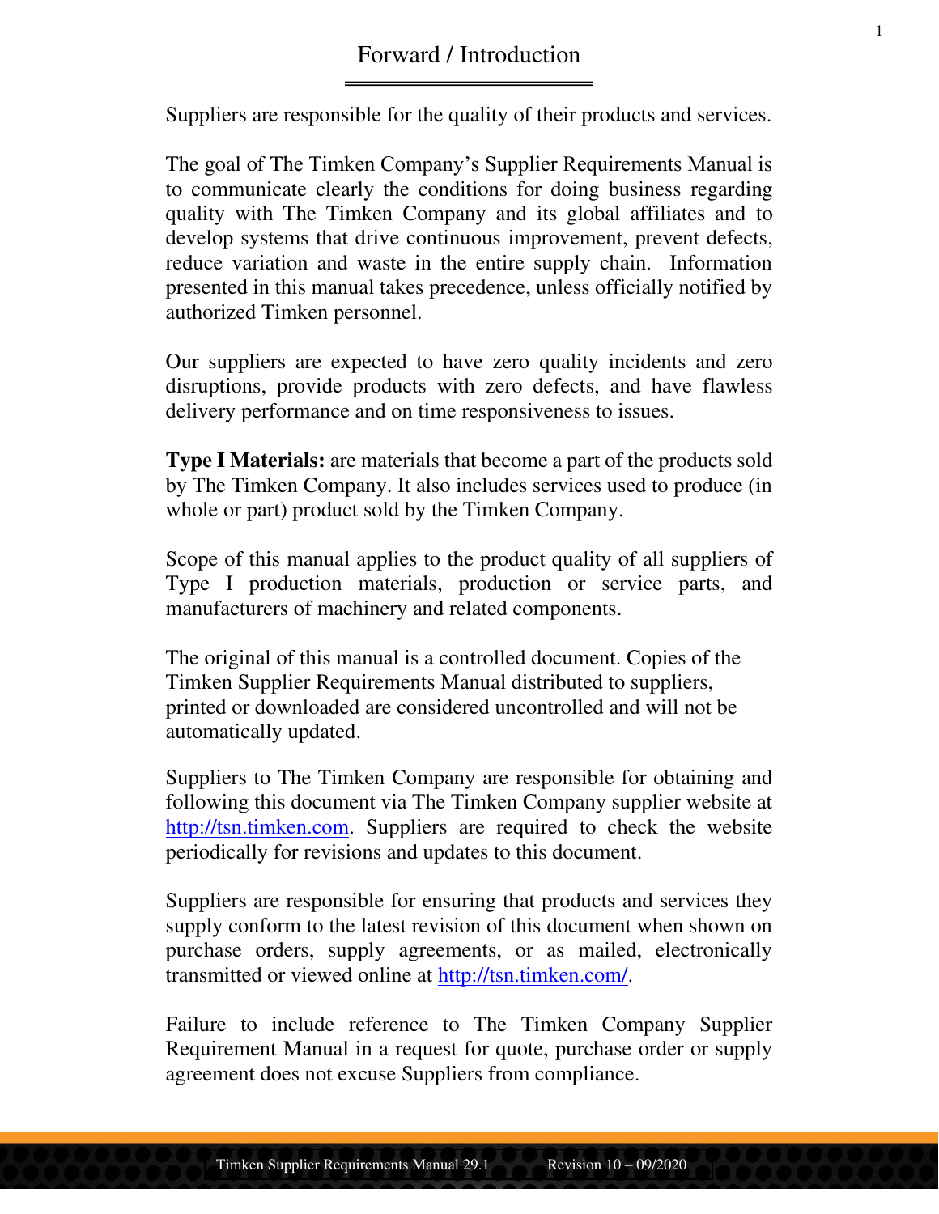# Forward / Introduction

Suppliers are responsible for the quality of their products and services.

The goal of The Timken Company's Supplier Requirements Manual is to communicate clearly the conditions for doing business regarding quality with The Timken Company and its global affiliates and to develop systems that drive continuous improvement, prevent defects, reduce variation and waste in the entire supply chain. Information presented in this manual takes precedence, unless officially notified by authorized Timken personnel.

Our suppliers are expected to have zero quality incidents and zero disruptions, provide products with zero defects, and have flawless delivery performance and on time responsiveness to issues.

**Type I Materials:** are materials that become a part of the products sold by The Timken Company. It also includes services used to produce (in whole or part) product sold by the Timken Company.

Scope of this manual applies to the product quality of all suppliers of Type I production materials, production or service parts, and manufacturers of machinery and related components.

The original of this manual is a controlled document. Copies of the Timken Supplier Requirements Manual distributed to suppliers, printed or downloaded are considered uncontrolled and will not be automatically updated.

Suppliers to The Timken Company are responsible for obtaining and following this document via The Timken Company supplier website at http://tsn.timken.com. Suppliers are required to check the website periodically for revisions and updates to this document.

Suppliers are responsible for ensuring that products and services they supply conform to the latest revision of this document when shown on purchase orders, supply agreements, or as mailed, electronically transmitted or viewed online at http://tsn.timken.com/.

Failure to include reference to The Timken Company Supplier Requirement Manual in a request for quote, purchase order or supply agreement does not excuse Suppliers from compliance.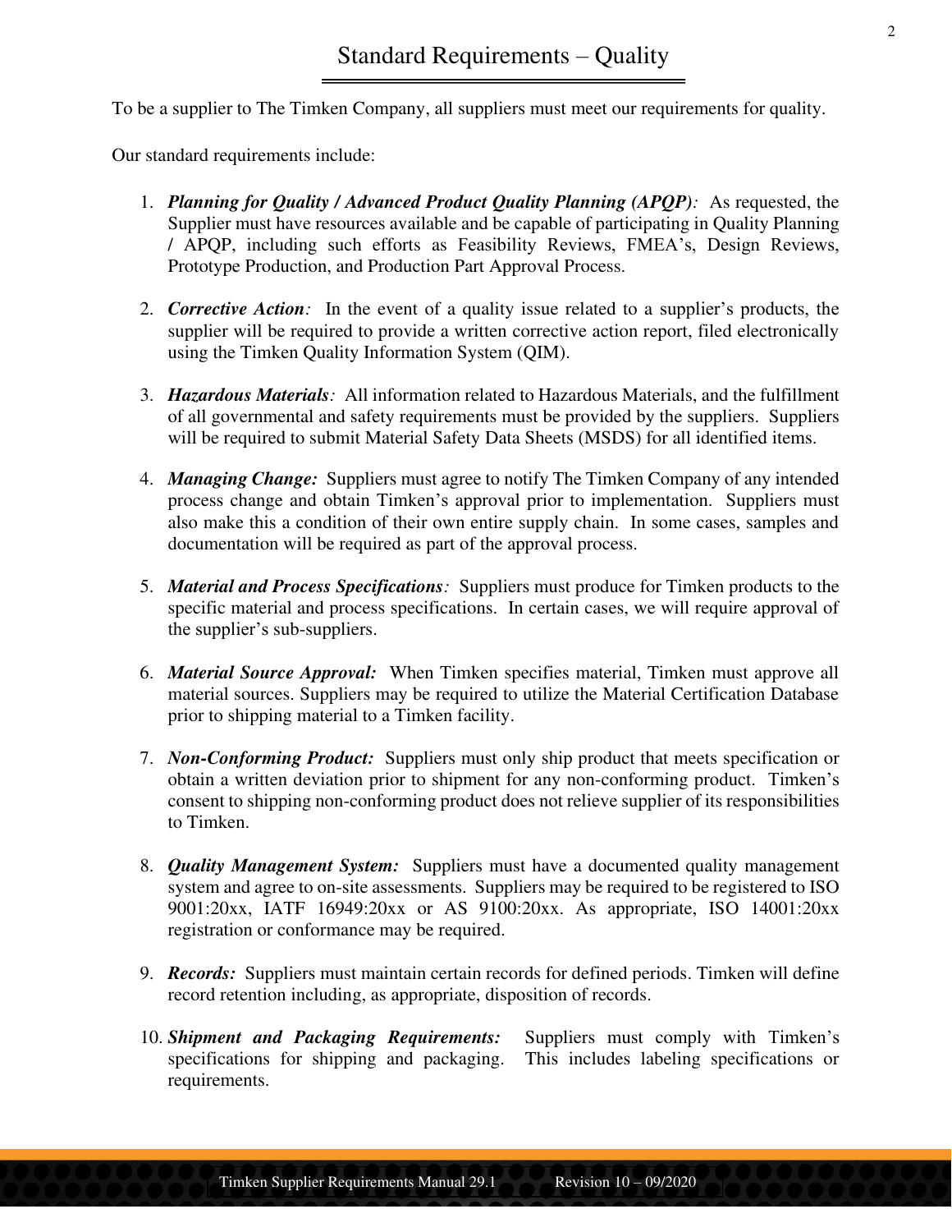# Standard Requirements – Quality

To be a supplier to The Timken Company, all suppliers must meet our requirements for quality.

Our standard requirements include:

1. ***Planning for Quality / Advanced Product Quality Planning (APQP)****:* As requested, the Supplier must have resources available and be capable of participating in Quality Planning / APQP, including such efforts as Feasibility Reviews, FMEA's, Design Reviews, Prototype Production, and Production Part Approval Process.

2. ***Corrective Action****:* In the event of a quality issue related to a supplier's products, the supplier will be required to provide a written corrective action report, filed electronically using the Timken Quality Information System (QIM).

3. ***Hazardous Materials****:* All information related to Hazardous Materials, and the fulfillment of all governmental and safety requirements must be provided by the suppliers. Suppliers will be required to submit Material Safety Data Sheets (MSDS) for all identified items.

4. ***Managing Change:*** Suppliers must agree to notify The Timken Company of any intended process change and obtain Timken's approval prior to implementation. Suppliers must also make this a condition of their own entire supply chain. In some cases, samples and documentation will be required as part of the approval process.

5. ***Material and Process Specifications****:* Suppliers must produce for Timken products to the specific material and process specifications. In certain cases, we will require approval of the supplier's sub-suppliers.

6. ***Material Source Approval:*** When Timken specifies material, Timken must approve all material sources. Suppliers may be required to utilize the Material Certification Database prior to shipping material to a Timken facility.

7. ***Non-Conforming Product:*** Suppliers must only ship product that meets specification or obtain a written deviation prior to shipment for any non-conforming product. Timken's consent to shipping non-conforming product does not relieve supplier of its responsibilities to Timken.

8. ***Quality Management System:*** Suppliers must have a documented quality management system and agree to on-site assessments. Suppliers may be required to be registered to ISO 9001:20xx, IATF 16949:20xx or AS 9100:20xx. As appropriate, ISO 14001:20xx registration or conformance may be required.

9. ***Records:*** Suppliers must maintain certain records for defined periods. Timken will define record retention including, as appropriate, disposition of records.

10. ***Shipment and Packaging Requirements:*** Suppliers must comply with Timken's specifications for shipping and packaging. This includes labeling specifications or requirements.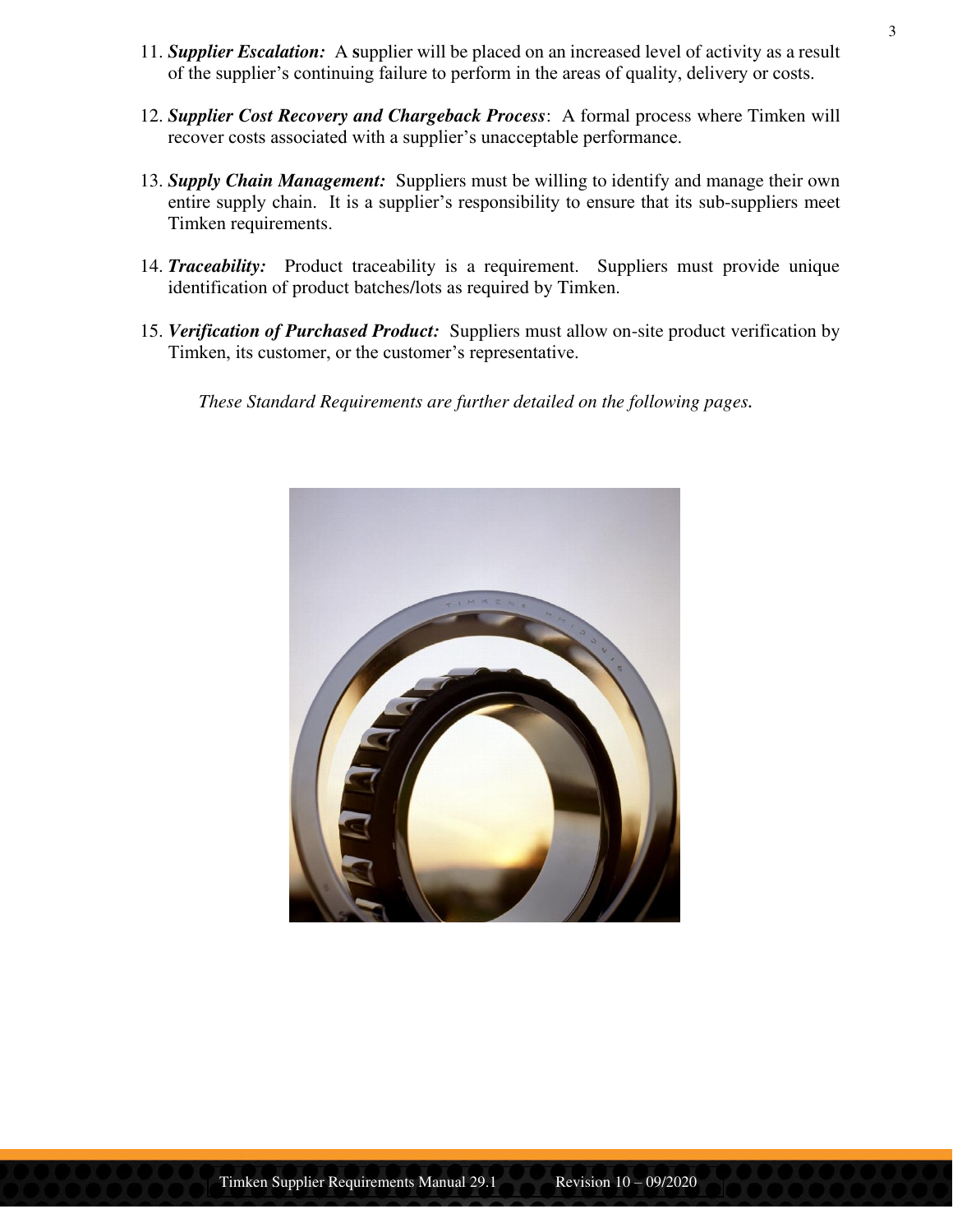11. ***Supplier Escalation:*** A **s**upplier will be placed on an increased level of activity as a result of the supplier's continuing failure to perform in the areas of quality, delivery or costs.

12. ***Supplier Cost Recovery and Chargeback Process***: A formal process where Timken will recover costs associated with a supplier's unacceptable performance.

13. ***Supply Chain Management:*** Suppliers must be willing to identify and manage their own entire supply chain. It is a supplier's responsibility to ensure that its sub-suppliers meet Timken requirements.

14. ***Traceability:*** Product traceability is a requirement. Suppliers must provide unique identification of product batches/lots as required by Timken.

15. ***Verification of Purchased Product:*** Suppliers must allow on-site product verification by Timken, its customer, or the customer's representative.

*These Standard Requirements are further detailed on the following pages.*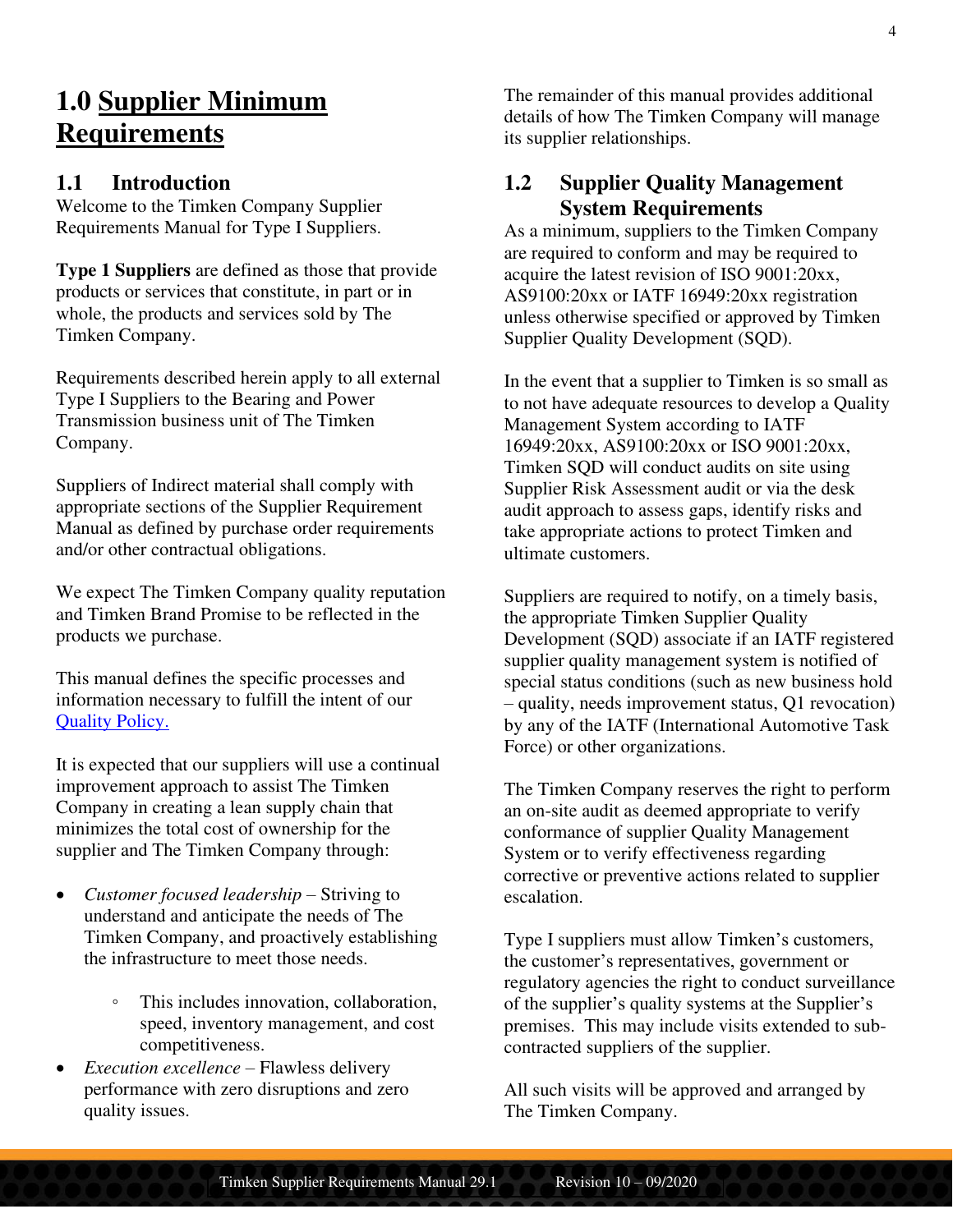# 1.0 Supplier Minimum Requirements

## 1.1 Introduction

Welcome to the Timken Company Supplier Requirements Manual for Type I Suppliers.

**Type 1 Suppliers** are defined as those that provide products or services that constitute, in part or in whole, the products and services sold by The Timken Company.

Requirements described herein apply to all external Type I Suppliers to the Bearing and Power Transmission business unit of The Timken Company.

Suppliers of Indirect material shall comply with appropriate sections of the Supplier Requirement Manual as defined by purchase order requirements and/or other contractual obligations.

We expect The Timken Company quality reputation and Timken Brand Promise to be reflected in the products we purchase.

This manual defines the specific processes and information necessary to fulfill the intent of our Quality Policy.

It is expected that our suppliers will use a continual improvement approach to assist The Timken Company in creating a lean supply chain that minimizes the total cost of ownership for the supplier and The Timken Company through:

- *Customer focused leadership* – Striving to understand and anticipate the needs of The Timken Company, and proactively establishing the infrastructure to meet those needs.
    - This includes innovation, collaboration, speed, inventory management, and cost competitiveness.
- *Execution excellence* – Flawless delivery performance with zero disruptions and zero quality issues.

The remainder of this manual provides additional details of how The Timken Company will manage its supplier relationships.

## 1.2 Supplier Quality Management System Requirements

As a minimum, suppliers to the Timken Company are required to conform and may be required to acquire the latest revision of ISO 9001:20xx, AS9100:20xx or IATF 16949:20xx registration unless otherwise specified or approved by Timken Supplier Quality Development (SQD).

In the event that a supplier to Timken is so small as to not have adequate resources to develop a Quality Management System according to IATF 16949:20xx, AS9100:20xx or ISO 9001:20xx, Timken SQD will conduct audits on site using Supplier Risk Assessment audit or via the desk audit approach to assess gaps, identify risks and take appropriate actions to protect Timken and ultimate customers.

Suppliers are required to notify, on a timely basis, the appropriate Timken Supplier Quality Development (SQD) associate if an IATF registered supplier quality management system is notified of special status conditions (such as new business hold – quality, needs improvement status, Q1 revocation) by any of the IATF (International Automotive Task Force) or other organizations.

The Timken Company reserves the right to perform an on-site audit as deemed appropriate to verify conformance of supplier Quality Management System or to verify effectiveness regarding corrective or preventive actions related to supplier escalation.

Type I suppliers must allow Timken's customers, the customer's representatives, government or regulatory agencies the right to conduct surveillance of the supplier's quality systems at the Supplier's premises. This may include visits extended to sub-contracted suppliers of the supplier.

All such visits will be approved and arranged by The Timken Company.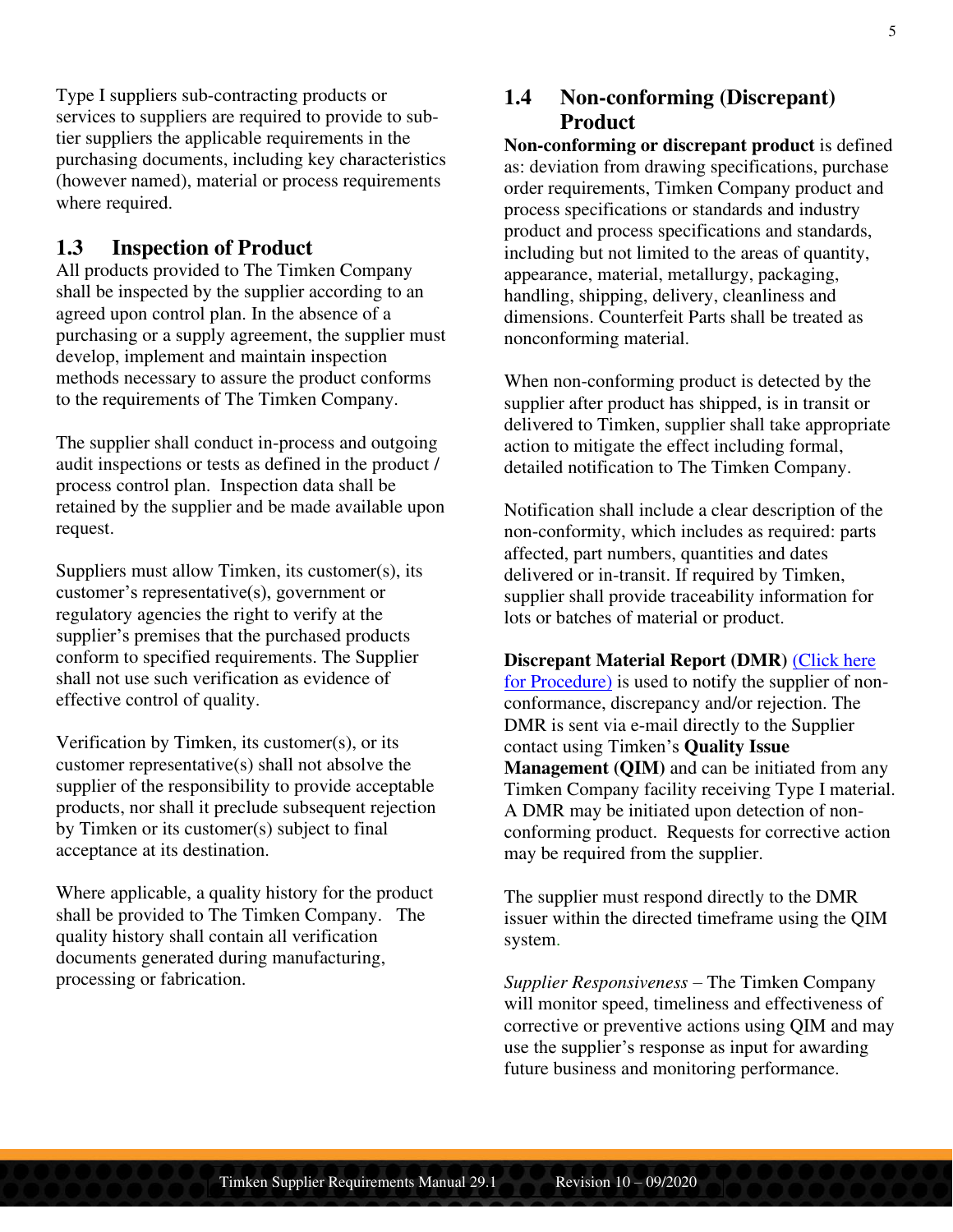Type I suppliers sub-contracting products or services to suppliers are required to provide to sub-tier suppliers the applicable requirements in the purchasing documents, including key characteristics (however named), material or process requirements where required.

## 1.3 Inspection of Product

All products provided to The Timken Company shall be inspected by the supplier according to an agreed upon control plan. In the absence of a purchasing or a supply agreement, the supplier must develop, implement and maintain inspection methods necessary to assure the product conforms to the requirements of The Timken Company.

The supplier shall conduct in-process and outgoing audit inspections or tests as defined in the product / process control plan. Inspection data shall be retained by the supplier and be made available upon request.

Suppliers must allow Timken, its customer(s), its customer's representative(s), government or regulatory agencies the right to verify at the supplier's premises that the purchased products conform to specified requirements. The Supplier shall not use such verification as evidence of effective control of quality.

Verification by Timken, its customer(s), or its customer representative(s) shall not absolve the supplier of the responsibility to provide acceptable products, nor shall it preclude subsequent rejection by Timken or its customer(s) subject to final acceptance at its destination.

Where applicable, a quality history for the product shall be provided to The Timken Company. The quality history shall contain all verification documents generated during manufacturing, processing or fabrication.

## 1.4 Non-conforming (Discrepant) Product

**Non-conforming or discrepant product** is defined as: deviation from drawing specifications, purchase order requirements, Timken Company product and process specifications or standards and industry product and process specifications and standards, including but not limited to the areas of quantity, appearance, material, metallurgy, packaging, handling, shipping, delivery, cleanliness and dimensions. Counterfeit Parts shall be treated as nonconforming material.

When non-conforming product is detected by the supplier after product has shipped, is in transit or delivered to Timken, supplier shall take appropriate action to mitigate the effect including formal, detailed notification to The Timken Company.

Notification shall include a clear description of the non-conformity, which includes as required: parts affected, part numbers, quantities and dates delivered or in-transit. If required by Timken, supplier shall provide traceability information for lots or batches of material or product.

**Discrepant Material Report (DMR)** (Click here for Procedure) is used to notify the supplier of non-conformance, discrepancy and/or rejection. The DMR is sent via e-mail directly to the Supplier contact using Timken's **Quality Issue Management (QIM)** and can be initiated from any Timken Company facility receiving Type I material. A DMR may be initiated upon detection of non-conforming product. Requests for corrective action may be required from the supplier.

The supplier must respond directly to the DMR issuer within the directed timeframe using the QIM system.

*Supplier Responsiveness* – The Timken Company will monitor speed, timeliness and effectiveness of corrective or preventive actions using QIM and may use the supplier's response as input for awarding future business and monitoring performance.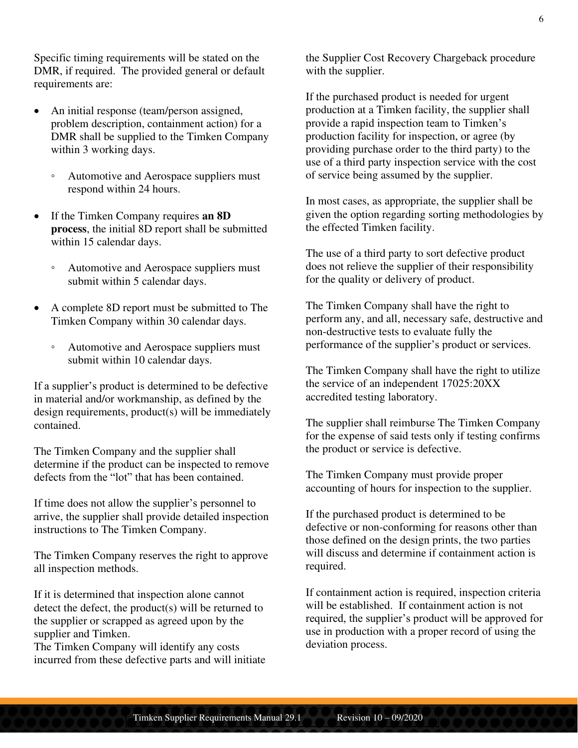Specific timing requirements will be stated on the DMR, if required. The provided general or default requirements are:

- An initial response (team/person assigned, problem description, containment action) for a DMR shall be supplied to the Timken Company within 3 working days.
  - Automotive and Aerospace suppliers must respond within 24 hours.
- If the Timken Company requires **an 8D process**, the initial 8D report shall be submitted within 15 calendar days.
  - Automotive and Aerospace suppliers must submit within 5 calendar days.
- A complete 8D report must be submitted to The Timken Company within 30 calendar days.
  - Automotive and Aerospace suppliers must submit within 10 calendar days.

If a supplier's product is determined to be defective in material and/or workmanship, as defined by the design requirements, product(s) will be immediately contained.

The Timken Company and the supplier shall determine if the product can be inspected to remove defects from the "lot" that has been contained.

If time does not allow the supplier's personnel to arrive, the supplier shall provide detailed inspection instructions to The Timken Company.

The Timken Company reserves the right to approve all inspection methods.

If it is determined that inspection alone cannot detect the defect, the product(s) will be returned to the supplier or scrapped as agreed upon by the supplier and Timken.
The Timken Company will identify any costs incurred from these defective parts and will initiate the Supplier Cost Recovery Chargeback procedure with the supplier.

If the purchased product is needed for urgent production at a Timken facility, the supplier shall provide a rapid inspection team to Timken's production facility for inspection, or agree (by providing purchase order to the third party) to the use of a third party inspection service with the cost of service being assumed by the supplier.

In most cases, as appropriate, the supplier shall be given the option regarding sorting methodologies by the effected Timken facility.

The use of a third party to sort defective product does not relieve the supplier of their responsibility for the quality or delivery of product.

The Timken Company shall have the right to perform any, and all, necessary safe, destructive and non-destructive tests to evaluate fully the performance of the supplier's product or services.

The Timken Company shall have the right to utilize the service of an independent 17025:20XX accredited testing laboratory.

The supplier shall reimburse The Timken Company for the expense of said tests only if testing confirms the product or service is defective.

The Timken Company must provide proper accounting of hours for inspection to the supplier.

If the purchased product is determined to be defective or non-conforming for reasons other than those defined on the design prints, the two parties will discuss and determine if containment action is required.

If containment action is required, inspection criteria will be established. If containment action is not required, the supplier's product will be approved for use in production with a proper record of using the deviation process.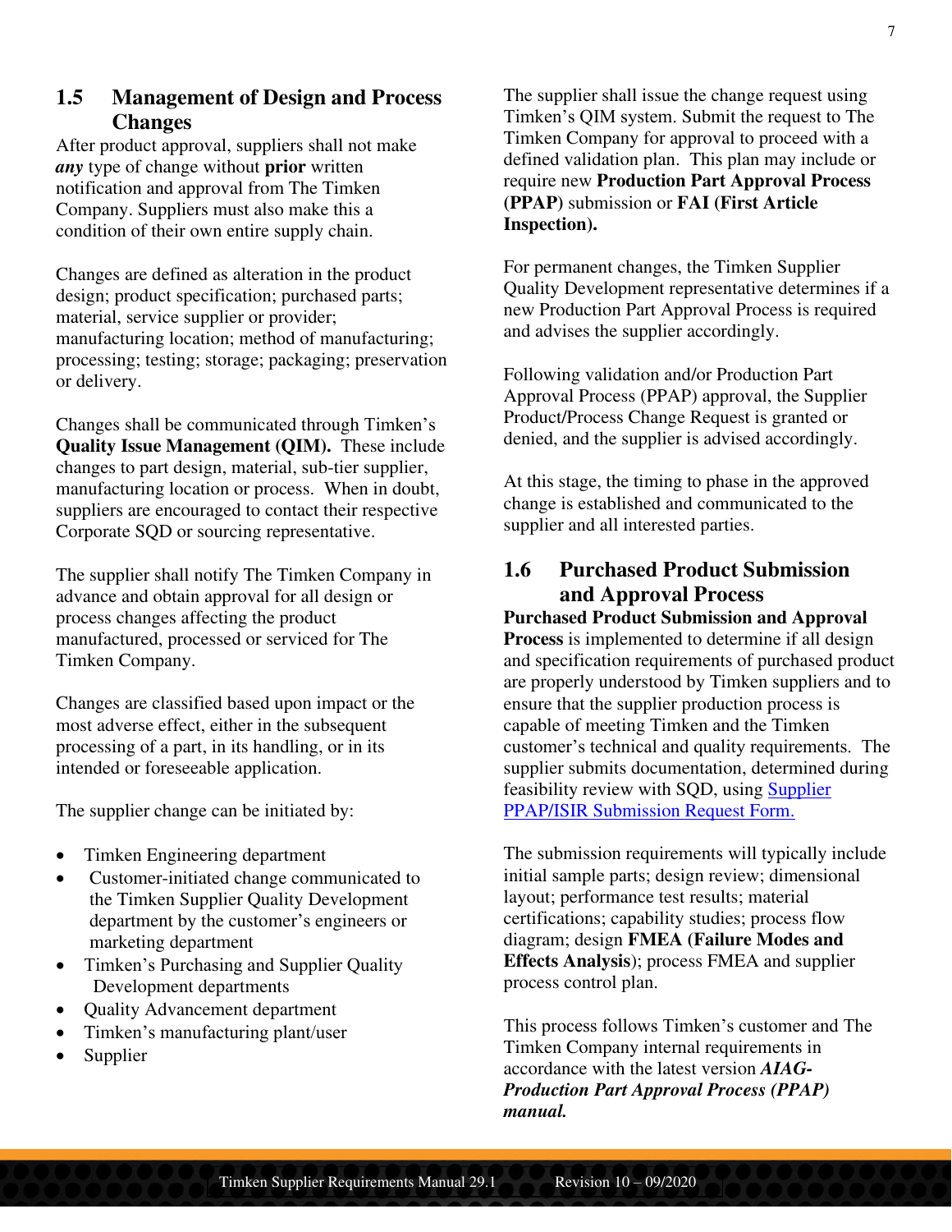## 1.5 Management of Design and Process Changes

After product approval, suppliers shall not make ***any*** type of change without **prior** written notification and approval from The Timken Company. Suppliers must also make this a condition of their own entire supply chain.

Changes are defined as alteration in the product design; product specification; purchased parts; material, service supplier or provider; manufacturing location; method of manufacturing; processing; testing; storage; packaging; preservation or delivery.

Changes shall be communicated through Timken's **Quality Issue Management (QIM).** These include changes to part design, material, sub-tier supplier, manufacturing location or process. When in doubt, suppliers are encouraged to contact their respective Corporate SQD or sourcing representative.

The supplier shall notify The Timken Company in advance and obtain approval for all design or process changes affecting the product manufactured, processed or serviced for The Timken Company.

Changes are classified based upon impact or the most adverse effect, either in the subsequent processing of a part, in its handling, or in its intended or foreseeable application.

The supplier change can be initiated by:

- Timken Engineering department
- Customer-initiated change communicated to the Timken Supplier Quality Development department by the customer's engineers or marketing department
- Timken's Purchasing and Supplier Quality Development departments
- Quality Advancement department
- Timken's manufacturing plant/user
- Supplier

The supplier shall issue the change request using Timken's QIM system. Submit the request to The Timken Company for approval to proceed with a defined validation plan. This plan may include or require new **Production Part Approval Process (PPAP)** submission or **FAI (First Article Inspection).**

For permanent changes, the Timken Supplier Quality Development representative determines if a new Production Part Approval Process is required and advises the supplier accordingly.

Following validation and/or Production Part Approval Process (PPAP) approval, the Supplier Product/Process Change Request is granted or denied, and the supplier is advised accordingly.

At this stage, the timing to phase in the approved change is established and communicated to the supplier and all interested parties.

## 1.6 Purchased Product Submission and Approval Process

**Purchased Product Submission and Approval Process** is implemented to determine if all design and specification requirements of purchased product are properly understood by Timken suppliers and to ensure that the supplier production process is capable of meeting Timken and the Timken customer's technical and quality requirements. The supplier submits documentation, determined during feasibility review with SQD, using Supplier PPAP/ISIR Submission Request Form.

The submission requirements will typically include initial sample parts; design review; dimensional layout; performance test results; material certifications; capability studies; process flow diagram; design **FMEA (Failure Modes and Effects Analysis**); process FMEA and supplier process control plan.

This process follows Timken's customer and The Timken Company internal requirements in accordance with the latest version ***AIAG-Production Part Approval Process (PPAP) manual.***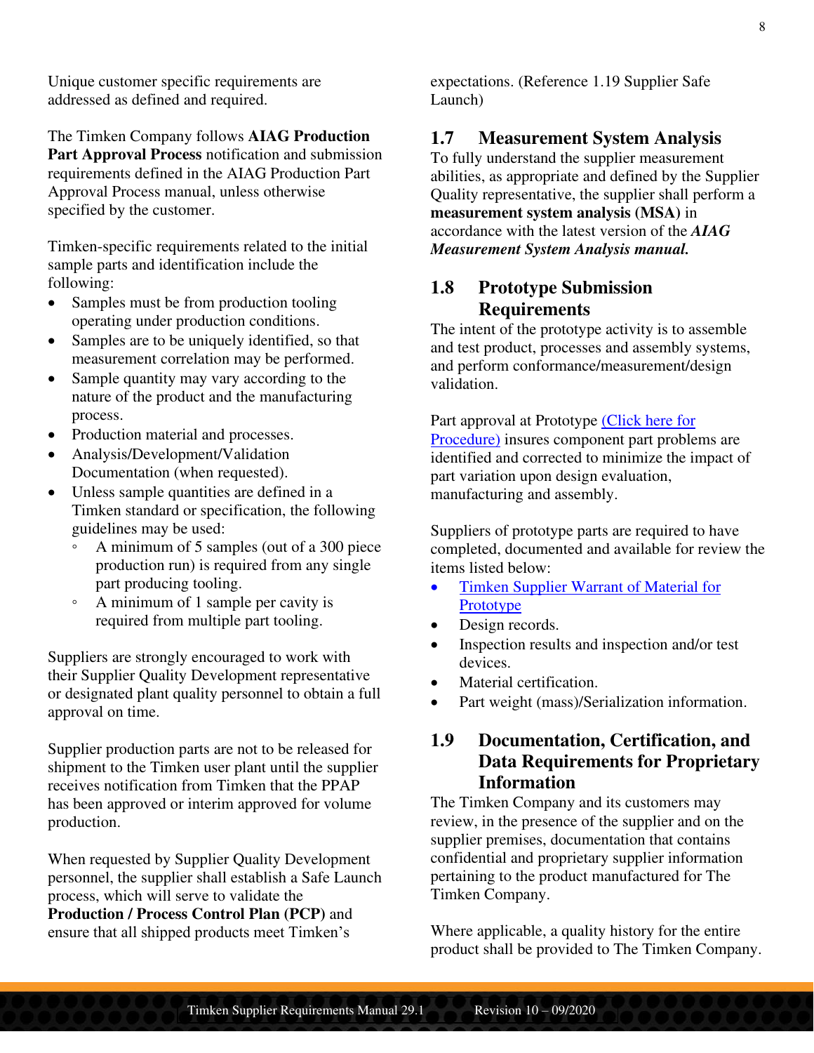Unique customer specific requirements are addressed as defined and required.

The Timken Company follows **AIAG Production Part Approval Process** notification and submission requirements defined in the AIAG Production Part Approval Process manual, unless otherwise specified by the customer.

Timken-specific requirements related to the initial sample parts and identification include the following:

- Samples must be from production tooling operating under production conditions.
- Samples are to be uniquely identified, so that measurement correlation may be performed.
- Sample quantity may vary according to the nature of the product and the manufacturing process.
- Production material and processes.
- Analysis/Development/Validation Documentation (when requested).
- Unless sample quantities are defined in a Timken standard or specification, the following guidelines may be used:
  - A minimum of 5 samples (out of a 300 piece production run) is required from any single part producing tooling.
  - A minimum of 1 sample per cavity is required from multiple part tooling.

Suppliers are strongly encouraged to work with their Supplier Quality Development representative or designated plant quality personnel to obtain a full approval on time.

Supplier production parts are not to be released for shipment to the Timken user plant until the supplier receives notification from Timken that the PPAP has been approved or interim approved for volume production.

When requested by Supplier Quality Development personnel, the supplier shall establish a Safe Launch process, which will serve to validate the **Production / Process Control Plan (PCP)** and ensure that all shipped products meet Timken's expectations. (Reference 1.19 Supplier Safe Launch)

## 1.7 Measurement System Analysis

To fully understand the supplier measurement abilities, as appropriate and defined by the Supplier Quality representative, the supplier shall perform a **measurement system analysis (MSA)** in accordance with the latest version of the ***AIAG Measurement System Analysis manual.***

## 1.8 Prototype Submission Requirements

The intent of the prototype activity is to assemble and test product, processes and assembly systems, and perform conformance/measurement/design validation.

Part approval at Prototype (Click here for Procedure) insures component part problems are identified and corrected to minimize the impact of part variation upon design evaluation, manufacturing and assembly.

Suppliers of prototype parts are required to have completed, documented and available for review the items listed below:

- Timken Supplier Warrant of Material for Prototype
- Design records.
- Inspection results and inspection and/or test devices.
- Material certification.
- Part weight (mass)/Serialization information.

## 1.9 Documentation, Certification, and Data Requirements for Proprietary Information

The Timken Company and its customers may review, in the presence of the supplier and on the supplier premises, documentation that contains confidential and proprietary supplier information pertaining to the product manufactured for The Timken Company.

Where applicable, a quality history for the entire product shall be provided to The Timken Company.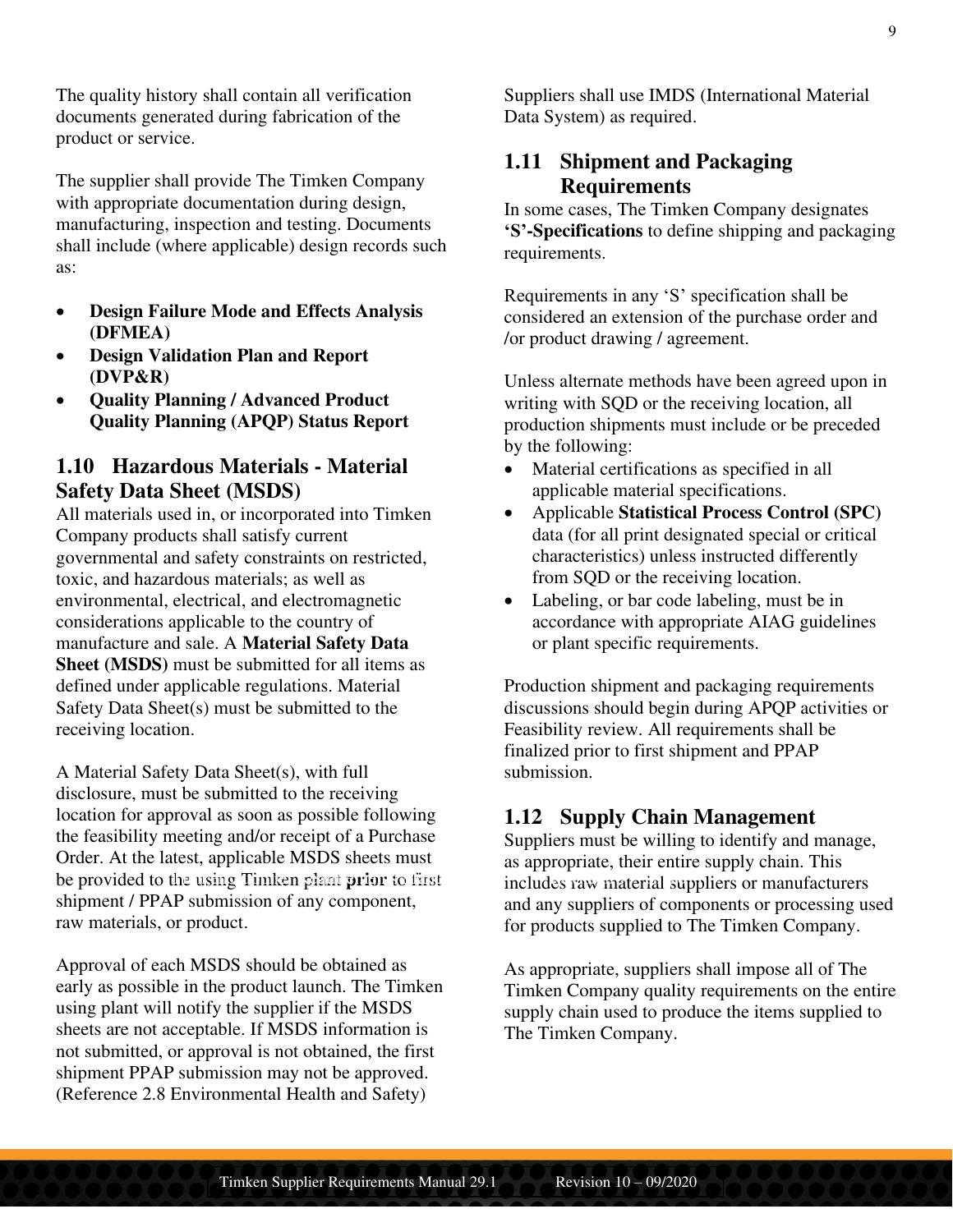The quality history shall contain all verification documents generated during fabrication of the product or service.

The supplier shall provide The Timken Company with appropriate documentation during design, manufacturing, inspection and testing. Documents shall include (where applicable) design records such as:

- **Design Failure Mode and Effects Analysis (DFMEA)**
- **Design Validation Plan and Report (DVP&R)**
- **Quality Planning / Advanced Product Quality Planning (APQP) Status Report**

## 1.10 Hazardous Materials - Material Safety Data Sheet (MSDS)

All materials used in, or incorporated into Timken Company products shall satisfy current governmental and safety constraints on restricted, toxic, and hazardous materials; as well as environmental, electrical, and electromagnetic considerations applicable to the country of manufacture and sale. A **Material Safety Data Sheet (MSDS)** must be submitted for all items as defined under applicable regulations. Material Safety Data Sheet(s) must be submitted to the receiving location.

A Material Safety Data Sheet(s), with full disclosure, must be submitted to the receiving location for approval as soon as possible following the feasibility meeting and/or receipt of a Purchase Order. At the latest, applicable MSDS sheets must be provided to the using Timken plant **prior** to first shipment / PPAP submission of any component, raw materials, or product.

Approval of each MSDS should be obtained as early as possible in the product launch. The Timken using plant will notify the supplier if the MSDS sheets are not acceptable. If MSDS information is not submitted, or approval is not obtained, the first shipment PPAP submission may not be approved. (Reference 2.8 Environmental Health and Safety)

Suppliers shall use IMDS (International Material Data System) as required.

## 1.11 Shipment and Packaging Requirements

In some cases, The Timken Company designates **'S'-Specifications** to define shipping and packaging requirements.

Requirements in any 'S' specification shall be considered an extension of the purchase order and /or product drawing / agreement.

Unless alternate methods have been agreed upon in writing with SQD or the receiving location, all production shipments must include or be preceded by the following:

- Material certifications as specified in all applicable material specifications.
- Applicable **Statistical Process Control (SPC)** data (for all print designated special or critical characteristics) unless instructed differently from SQD or the receiving location.
- Labeling, or bar code labeling, must be in accordance with appropriate AIAG guidelines or plant specific requirements.

Production shipment and packaging requirements discussions should begin during APQP activities or Feasibility review. All requirements shall be finalized prior to first shipment and PPAP submission.

## 1.12 Supply Chain Management

Suppliers must be willing to identify and manage, as appropriate, their entire supply chain. This includes raw material suppliers or manufacturers and any suppliers of components or processing used for products supplied to The Timken Company.

As appropriate, suppliers shall impose all of The Timken Company quality requirements on the entire supply chain used to produce the items supplied to The Timken Company.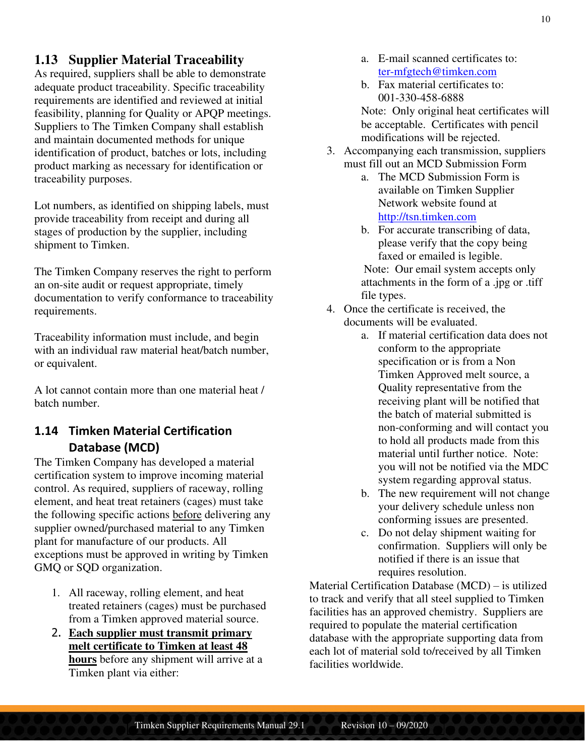## 1.13 Supplier Material Traceability

As required, suppliers shall be able to demonstrate adequate product traceability. Specific traceability requirements are identified and reviewed at initial feasibility, planning for Quality or APQP meetings. Suppliers to The Timken Company shall establish and maintain documented methods for unique identification of product, batches or lots, including product marking as necessary for identification or traceability purposes.

Lot numbers, as identified on shipping labels, must provide traceability from receipt and during all stages of production by the supplier, including shipment to Timken.

The Timken Company reserves the right to perform an on-site audit or request appropriate, timely documentation to verify conformance to traceability requirements.

Traceability information must include, and begin with an individual raw material heat/batch number, or equivalent.

A lot cannot contain more than one material heat / batch number.

## 1.14 Timken Material Certification Database (MCD)

The Timken Company has developed a material certification system to improve incoming material control. As required, suppliers of raceway, rolling element, and heat treat retainers (cages) must take the following specific actions <u>before</u> delivering any supplier owned/purchased material to any Timken plant for manufacture of our products. All exceptions must be approved in writing by Timken GMQ or SQD organization.

1. All raceway, rolling element, and heat treated retainers (cages) must be purchased from a Timken approved material source.
2. **<u>Each supplier must transmit primary melt certificate to Timken at least 48 hours</u>** before any shipment will arrive at a Timken plant via either:
   a. E-mail scanned certificates to: ter-mfgtech@timken.com
   b. Fax material certificates to: 001-330-458-6888

   Note: Only original heat certificates will be acceptable. Certificates with pencil modifications will be rejected.
3. Accompanying each transmission, suppliers must fill out an MCD Submission Form
   a. The MCD Submission Form is available on Timken Supplier Network website found at http://tsn.timken.com
   b. For accurate transcribing of data, please verify that the copy being faxed or emailed is legible.

   Note: Our email system accepts only attachments in the form of a .jpg or .tiff file types.
4. Once the certificate is received, the documents will be evaluated.
   a. If material certification data does not conform to the appropriate specification or is from a Non Timken Approved melt source, a Quality representative from the receiving plant will be notified that the batch of material submitted is non-conforming and will contact you to hold all products made from this material until further notice. Note: you will not be notified via the MDC system regarding approval status.
   b. The new requirement will not change your delivery schedule unless non conforming issues are presented.
   c. Do not delay shipment waiting for confirmation. Suppliers will only be notified if there is an issue that requires resolution.

Material Certification Database (MCD) – is utilized to track and verify that all steel supplied to Timken facilities has an approved chemistry. Suppliers are required to populate the material certification database with the appropriate supporting data from each lot of material sold to/received by all Timken facilities worldwide.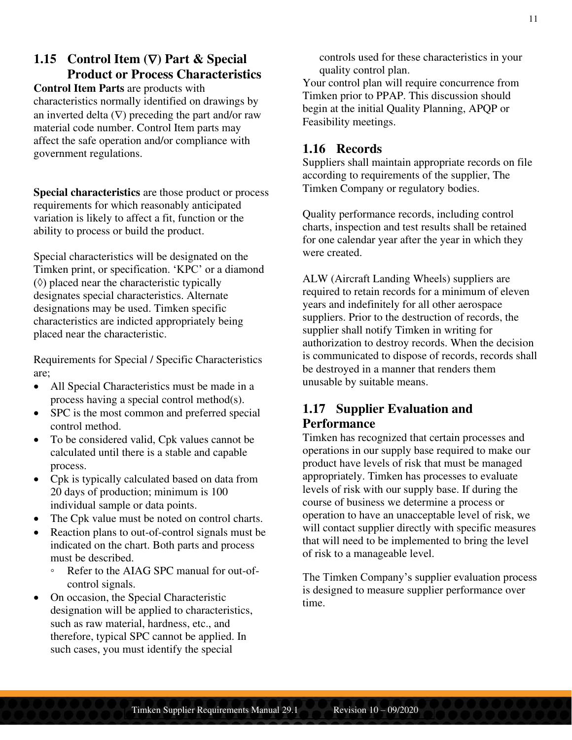## 1.15 Control Item (∇) Part & Special Product or Process Characteristics

**Control Item Parts** are products with characteristics normally identified on drawings by an inverted delta (∇) preceding the part and/or raw material code number. Control Item parts may affect the safe operation and/or compliance with government regulations.

**Special characteristics** are those product or process requirements for which reasonably anticipated variation is likely to affect a fit, function or the ability to process or build the product.

Special characteristics will be designated on the Timken print, or specification. 'KPC' or a diamond (◊) placed near the characteristic typically designates special characteristics. Alternate designations may be used. Timken specific characteristics are indicted appropriately being placed near the characteristic.

Requirements for Special / Specific Characteristics are;

- All Special Characteristics must be made in a process having a special control method(s).
- SPC is the most common and preferred special control method.
- To be considered valid, Cpk values cannot be calculated until there is a stable and capable process.
- Cpk is typically calculated based on data from 20 days of production; minimum is 100 individual sample or data points.
- The Cpk value must be noted on control charts.
- Reaction plans to out-of-control signals must be indicated on the chart. Both parts and process must be described.
  - Refer to the AIAG SPC manual for out-of-control signals.
- On occasion, the Special Characteristic designation will be applied to characteristics, such as raw material, hardness, etc., and therefore, typical SPC cannot be applied. In such cases, you must identify the special controls used for these characteristics in your quality control plan.

Your control plan will require concurrence from Timken prior to PPAP. This discussion should begin at the initial Quality Planning, APQP or Feasibility meetings.

## 1.16 Records

Suppliers shall maintain appropriate records on file according to requirements of the supplier, The Timken Company or regulatory bodies.

Quality performance records, including control charts, inspection and test results shall be retained for one calendar year after the year in which they were created.

ALW (Aircraft Landing Wheels) suppliers are required to retain records for a minimum of eleven years and indefinitely for all other aerospace suppliers. Prior to the destruction of records, the supplier shall notify Timken in writing for authorization to destroy records. When the decision is communicated to dispose of records, records shall be destroyed in a manner that renders them unusable by suitable means.

## 1.17 Supplier Evaluation and Performance

Timken has recognized that certain processes and operations in our supply base required to make our product have levels of risk that must be managed appropriately. Timken has processes to evaluate levels of risk with our supply base. If during the course of business we determine a process or operation to have an unacceptable level of risk, we will contact supplier directly with specific measures that will need to be implemented to bring the level of risk to a manageable level.

The Timken Company's supplier evaluation process is designed to measure supplier performance over time.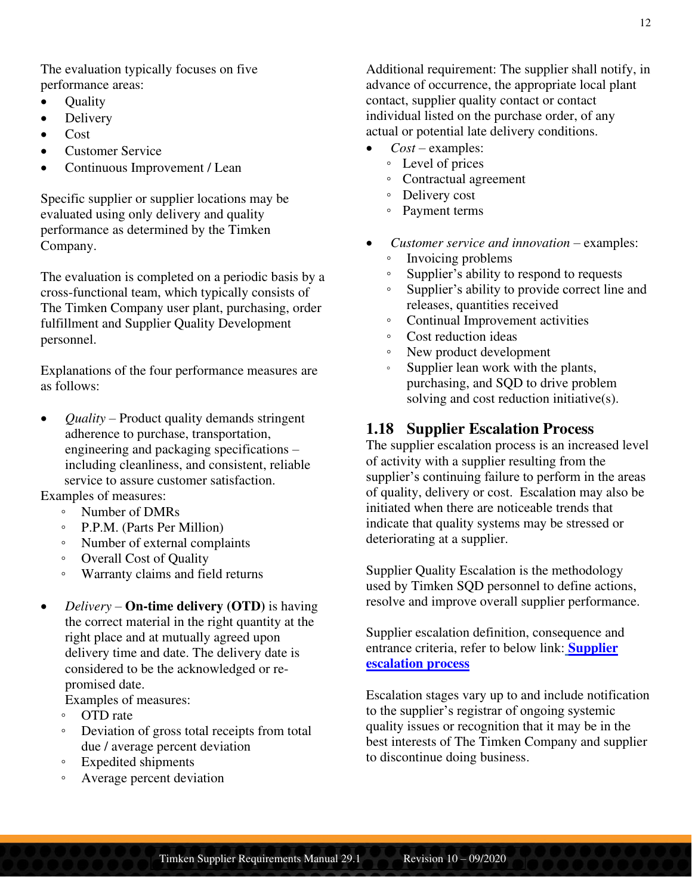The evaluation typically focuses on five performance areas:

- Quality
- Delivery
- Cost
- Customer Service
- Continuous Improvement / Lean

Specific supplier or supplier locations may be evaluated using only delivery and quality performance as determined by the Timken Company.

The evaluation is completed on a periodic basis by a cross-functional team, which typically consists of The Timken Company user plant, purchasing, order fulfillment and Supplier Quality Development personnel.

Explanations of the four performance measures are as follows:

- *Quality* – Product quality demands stringent adherence to purchase, transportation, engineering and packaging specifications – including cleanliness, and consistent, reliable service to assure customer satisfaction.

Examples of measures:

- ◦ Number of DMRs
- ◦ P.P.M. (Parts Per Million)
- ◦ Number of external complaints
- ◦ Overall Cost of Quality
- ◦ Warranty claims and field returns

- *Delivery* – **On-time delivery (OTD)** is having the correct material in the right quantity at the right place and at mutually agreed upon delivery time and date. The delivery date is considered to be the acknowledged or re-promised date.

  Examples of measures:
  - ◦ OTD rate
  - ◦ Deviation of gross total receipts from total due / average percent deviation
  - ◦ Expedited shipments
  - ◦ Average percent deviation

Additional requirement: The supplier shall notify, in advance of occurrence, the appropriate local plant contact, supplier quality contact or contact individual listed on the purchase order, of any actual or potential late delivery conditions.

- *Cost* – examples:
  - ◦ Level of prices
  - ◦ Contractual agreement
  - ◦ Delivery cost
  - ◦ Payment terms

- *Customer service and innovation* – examples:
  - ◦ Invoicing problems
  - ◦ Supplier's ability to respond to requests
  - ◦ Supplier's ability to provide correct line and releases, quantities received
  - ◦ Continual Improvement activities
  - ◦ Cost reduction ideas
  - ◦ New product development
  - ◦ Supplier lean work with the plants, purchasing, and SQD to drive problem solving and cost reduction initiative(s).

## 1.18 Supplier Escalation Process

The supplier escalation process is an increased level of activity with a supplier resulting from the supplier's continuing failure to perform in the areas of quality, delivery or cost. Escalation may also be initiated when there are noticeable trends that indicate that quality systems may be stressed or deteriorating at a supplier.

Supplier Quality Escalation is the methodology used by Timken SQD personnel to define actions, resolve and improve overall supplier performance.

Supplier escalation definition, consequence and entrance criteria, refer to below link: **Supplier escalation process**

Escalation stages vary up to and include notification to the supplier's registrar of ongoing systemic quality issues or recognition that it may be in the best interests of The Timken Company and supplier to discontinue doing business.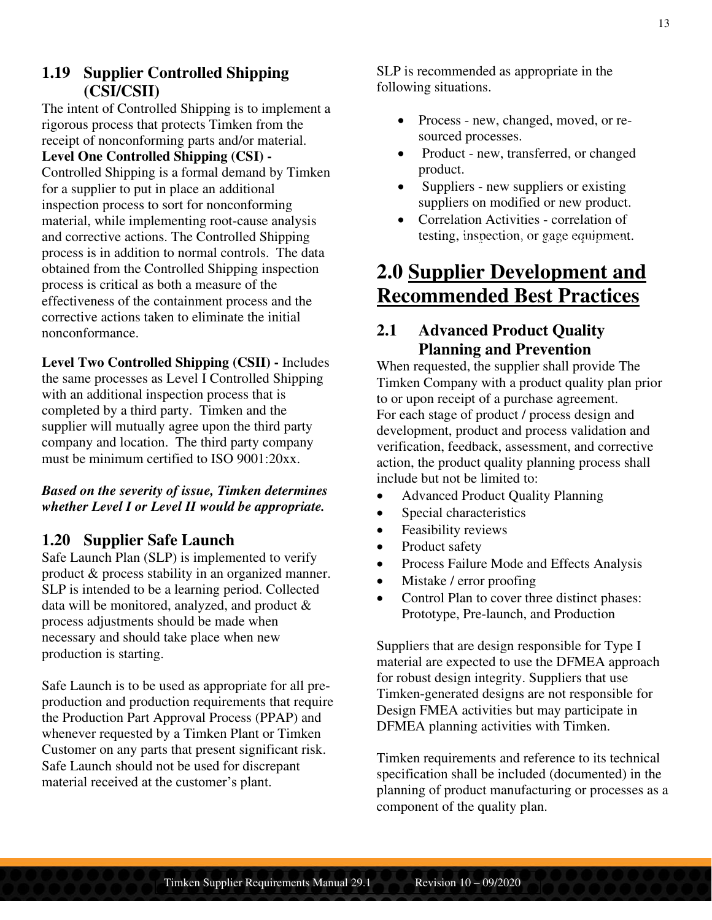## 1.19 Supplier Controlled Shipping (CSI/CSII)

The intent of Controlled Shipping is to implement a rigorous process that protects Timken from the receipt of nonconforming parts and/or material.

**Level One Controlled Shipping (CSI) -** Controlled Shipping is a formal demand by Timken for a supplier to put in place an additional inspection process to sort for nonconforming material, while implementing root-cause analysis and corrective actions. The Controlled Shipping process is in addition to normal controls. The data obtained from the Controlled Shipping inspection process is critical as both a measure of the effectiveness of the containment process and the corrective actions taken to eliminate the initial nonconformance.

**Level Two Controlled Shipping (CSII) -** Includes the same processes as Level I Controlled Shipping with an additional inspection process that is completed by a third party. Timken and the supplier will mutually agree upon the third party company and location. The third party company must be minimum certified to ISO 9001:20xx.

***Based on the severity of issue, Timken determines whether Level I or Level II would be appropriate.***

## 1.20 Supplier Safe Launch

Safe Launch Plan (SLP) is implemented to verify product & process stability in an organized manner. SLP is intended to be a learning period. Collected data will be monitored, analyzed, and product & process adjustments should be made when necessary and should take place when new production is starting.

Safe Launch is to be used as appropriate for all pre-production and production requirements that require the Production Part Approval Process (PPAP) and whenever requested by a Timken Plant or Timken Customer on any parts that present significant risk. Safe Launch should not be used for discrepant material received at the customer's plant.

SLP is recommended as appropriate in the following situations.

- Process - new, changed, moved, or re-sourced processes.
- Product - new, transferred, or changed product.
- Suppliers - new suppliers or existing suppliers on modified or new product.
- Correlation Activities - correlation of testing, inspection, or gage equipment.

# 2.0 Supplier Development and Recommended Best Practices

## 2.1 Advanced Product Quality Planning and Prevention

When requested, the supplier shall provide The Timken Company with a product quality plan prior to or upon receipt of a purchase agreement. For each stage of product / process design and development, product and process validation and verification, feedback, assessment, and corrective action, the product quality planning process shall include but not be limited to:

- Advanced Product Quality Planning
- Special characteristics
- Feasibility reviews
- Product safety
- Process Failure Mode and Effects Analysis
- Mistake / error proofing
- Control Plan to cover three distinct phases: Prototype, Pre-launch, and Production

Suppliers that are design responsible for Type I material are expected to use the DFMEA approach for robust design integrity. Suppliers that use Timken-generated designs are not responsible for Design FMEA activities but may participate in DFMEA planning activities with Timken.

Timken requirements and reference to its technical specification shall be included (documented) in the planning of product manufacturing or processes as a component of the quality plan.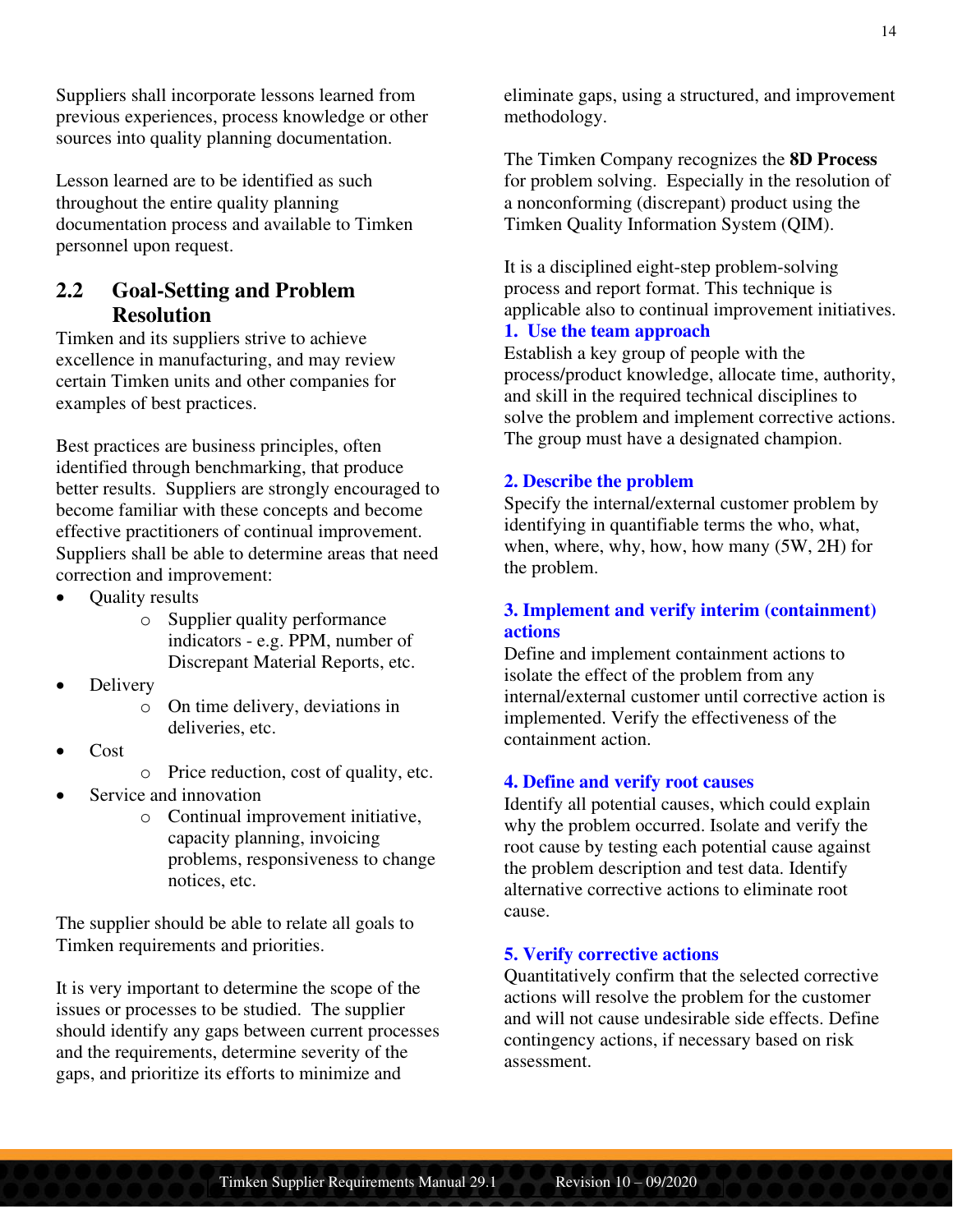Suppliers shall incorporate lessons learned from previous experiences, process knowledge or other sources into quality planning documentation.

Lesson learned are to be identified as such throughout the entire quality planning documentation process and available to Timken personnel upon request.

## 2.2 Goal-Setting and Problem Resolution

Timken and its suppliers strive to achieve excellence in manufacturing, and may review certain Timken units and other companies for examples of best practices.

Best practices are business principles, often identified through benchmarking, that produce better results. Suppliers are strongly encouraged to become familiar with these concepts and become effective practitioners of continual improvement. Suppliers shall be able to determine areas that need correction and improvement:

- Quality results
  - Supplier quality performance indicators - e.g. PPM, number of Discrepant Material Reports, etc.
- Delivery
  - On time delivery, deviations in deliveries, etc.
- Cost
  - Price reduction, cost of quality, etc.
- Service and innovation
  - Continual improvement initiative, capacity planning, invoicing problems, responsiveness to change notices, etc.

The supplier should be able to relate all goals to Timken requirements and priorities.

It is very important to determine the scope of the issues or processes to be studied. The supplier should identify any gaps between current processes and the requirements, determine severity of the gaps, and prioritize its efforts to minimize and eliminate gaps, using a structured, and improvement methodology.

The Timken Company recognizes the **8D Process** for problem solving. Especially in the resolution of a nonconforming (discrepant) product using the Timken Quality Information System (QIM).

It is a disciplined eight-step problem-solving process and report format. This technique is applicable also to continual improvement initiatives.

**1. Use the team approach**

Establish a key group of people with the process/product knowledge, allocate time, authority, and skill in the required technical disciplines to solve the problem and implement corrective actions. The group must have a designated champion.

**2. Describe the problem**

Specify the internal/external customer problem by identifying in quantifiable terms the who, what, when, where, why, how, how many (5W, 2H) for the problem.

**3. Implement and verify interim (containment) actions**

Define and implement containment actions to isolate the effect of the problem from any internal/external customer until corrective action is implemented. Verify the effectiveness of the containment action.

**4. Define and verify root causes**

Identify all potential causes, which could explain why the problem occurred. Isolate and verify the root cause by testing each potential cause against the problem description and test data. Identify alternative corrective actions to eliminate root cause.

**5. Verify corrective actions**

Quantitatively confirm that the selected corrective actions will resolve the problem for the customer and will not cause undesirable side effects. Define contingency actions, if necessary based on risk assessment.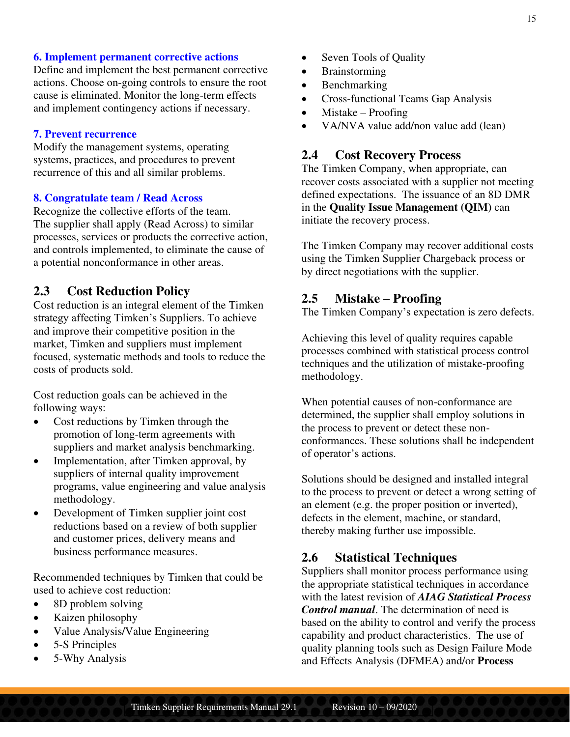### 6. Implement permanent corrective actions

Define and implement the best permanent corrective actions. Choose on-going controls to ensure the root cause is eliminated. Monitor the long-term effects and implement contingency actions if necessary.

### 7. Prevent recurrence

Modify the management systems, operating systems, practices, and procedures to prevent recurrence of this and all similar problems.

### 8. Congratulate team / Read Across

Recognize the collective efforts of the team. The supplier shall apply (Read Across) to similar processes, services or products the corrective action, and controls implemented, to eliminate the cause of a potential nonconformance in other areas.

## 2.3 Cost Reduction Policy

Cost reduction is an integral element of the Timken strategy affecting Timken's Suppliers. To achieve and improve their competitive position in the market, Timken and suppliers must implement focused, systematic methods and tools to reduce the costs of products sold.

Cost reduction goals can be achieved in the following ways:

- Cost reductions by Timken through the promotion of long-term agreements with suppliers and market analysis benchmarking.
- Implementation, after Timken approval, by suppliers of internal quality improvement programs, value engineering and value analysis methodology.
- Development of Timken supplier joint cost reductions based on a review of both supplier and customer prices, delivery means and business performance measures.

Recommended techniques by Timken that could be used to achieve cost reduction:

- 8D problem solving
- Kaizen philosophy
- Value Analysis/Value Engineering
- 5-S Principles
- 5-Why Analysis
- Seven Tools of Quality
- Brainstorming
- Benchmarking
- Cross-functional Teams Gap Analysis
- Mistake – Proofing
- VA/NVA value add/non value add (lean)

## 2.4 Cost Recovery Process

The Timken Company, when appropriate, can recover costs associated with a supplier not meeting defined expectations. The issuance of an 8D DMR in the **Quality Issue Management (QIM)** can initiate the recovery process.

The Timken Company may recover additional costs using the Timken Supplier Chargeback process or by direct negotiations with the supplier.

## 2.5 Mistake – Proofing

The Timken Company's expectation is zero defects.

Achieving this level of quality requires capable processes combined with statistical process control techniques and the utilization of mistake-proofing methodology.

When potential causes of non-conformance are determined, the supplier shall employ solutions in the process to prevent or detect these non-conformances. These solutions shall be independent of operator's actions.

Solutions should be designed and installed integral to the process to prevent or detect a wrong setting of an element (e.g. the proper position or inverted), defects in the element, machine, or standard, thereby making further use impossible.

## 2.6 Statistical Techniques

Suppliers shall monitor process performance using the appropriate statistical techniques in accordance with the latest revision of ***AIAG Statistical Process Control manual***. The determination of need is based on the ability to control and verify the process capability and product characteristics. The use of quality planning tools such as Design Failure Mode and Effects Analysis (DFMEA) and/or **Process**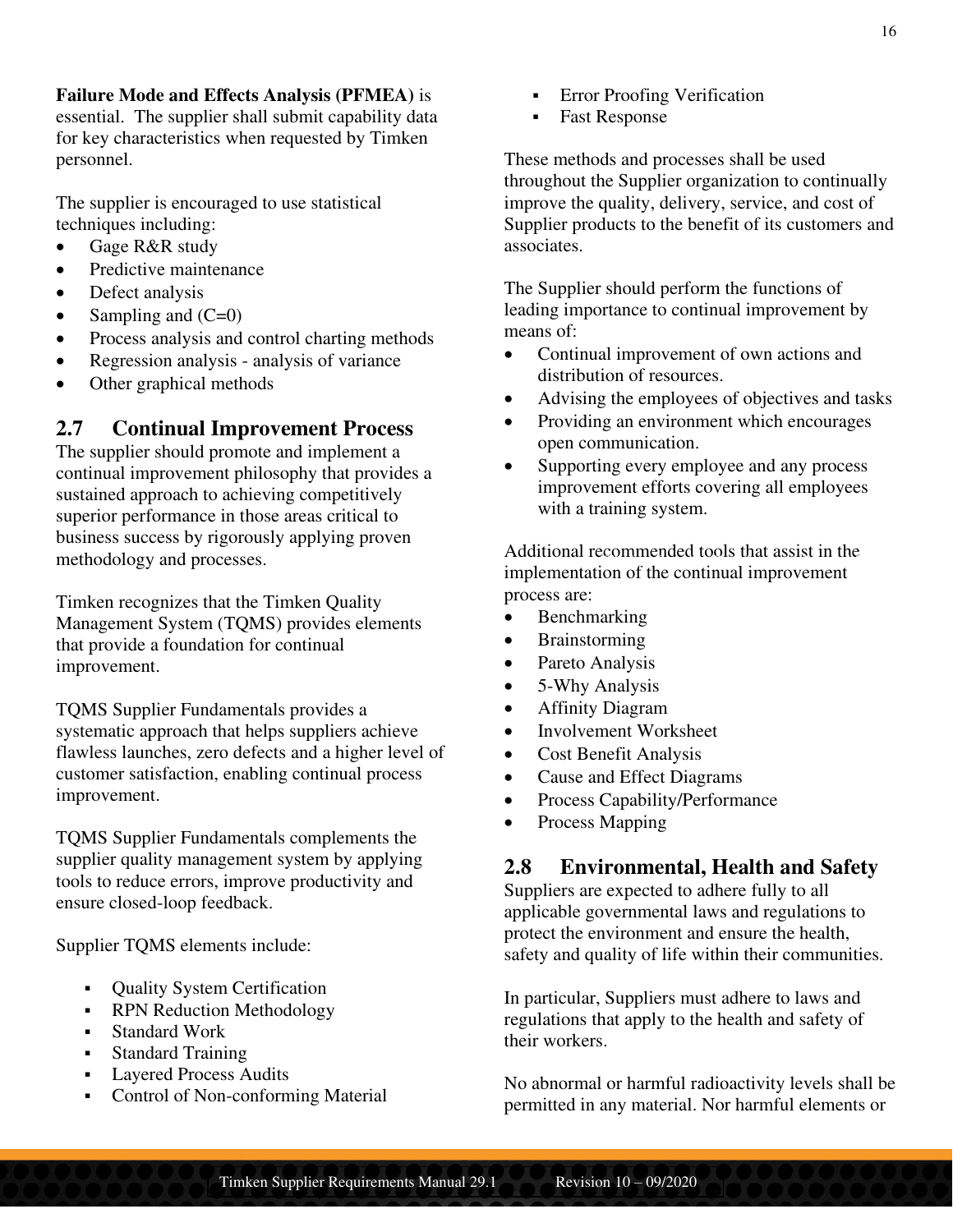**Failure Mode and Effects Analysis (PFMEA)** is essential. The supplier shall submit capability data for key characteristics when requested by Timken personnel.

The supplier is encouraged to use statistical techniques including:

- Gage R&R study
- Predictive maintenance
- Defect analysis
- Sampling and (C=0)
- Process analysis and control charting methods
- Regression analysis - analysis of variance
- Other graphical methods

## 2.7 Continual Improvement Process

The supplier should promote and implement a continual improvement philosophy that provides a sustained approach to achieving competitively superior performance in those areas critical to business success by rigorously applying proven methodology and processes.

Timken recognizes that the Timken Quality Management System (TQMS) provides elements that provide a foundation for continual improvement.

TQMS Supplier Fundamentals provides a systematic approach that helps suppliers achieve flawless launches, zero defects and a higher level of customer satisfaction, enabling continual process improvement.

TQMS Supplier Fundamentals complements the supplier quality management system by applying tools to reduce errors, improve productivity and ensure closed-loop feedback.

Supplier TQMS elements include:

- Quality System Certification
- RPN Reduction Methodology
- Standard Work
- Standard Training
- Layered Process Audits
- Control of Non-conforming Material
- Error Proofing Verification
- Fast Response

These methods and processes shall be used throughout the Supplier organization to continually improve the quality, delivery, service, and cost of Supplier products to the benefit of its customers and associates.

The Supplier should perform the functions of leading importance to continual improvement by means of:

- Continual improvement of own actions and distribution of resources.
- Advising the employees of objectives and tasks
- Providing an environment which encourages open communication.
- Supporting every employee and any process improvement efforts covering all employees with a training system.

Additional recommended tools that assist in the implementation of the continual improvement process are:

- Benchmarking
- Brainstorming
- Pareto Analysis
- 5-Why Analysis
- Affinity Diagram
- Involvement Worksheet
- Cost Benefit Analysis
- Cause and Effect Diagrams
- Process Capability/Performance
- Process Mapping

## 2.8 Environmental, Health and Safety

Suppliers are expected to adhere fully to all applicable governmental laws and regulations to protect the environment and ensure the health, safety and quality of life within their communities.

In particular, Suppliers must adhere to laws and regulations that apply to the health and safety of their workers.

No abnormal or harmful radioactivity levels shall be permitted in any material. Nor harmful elements or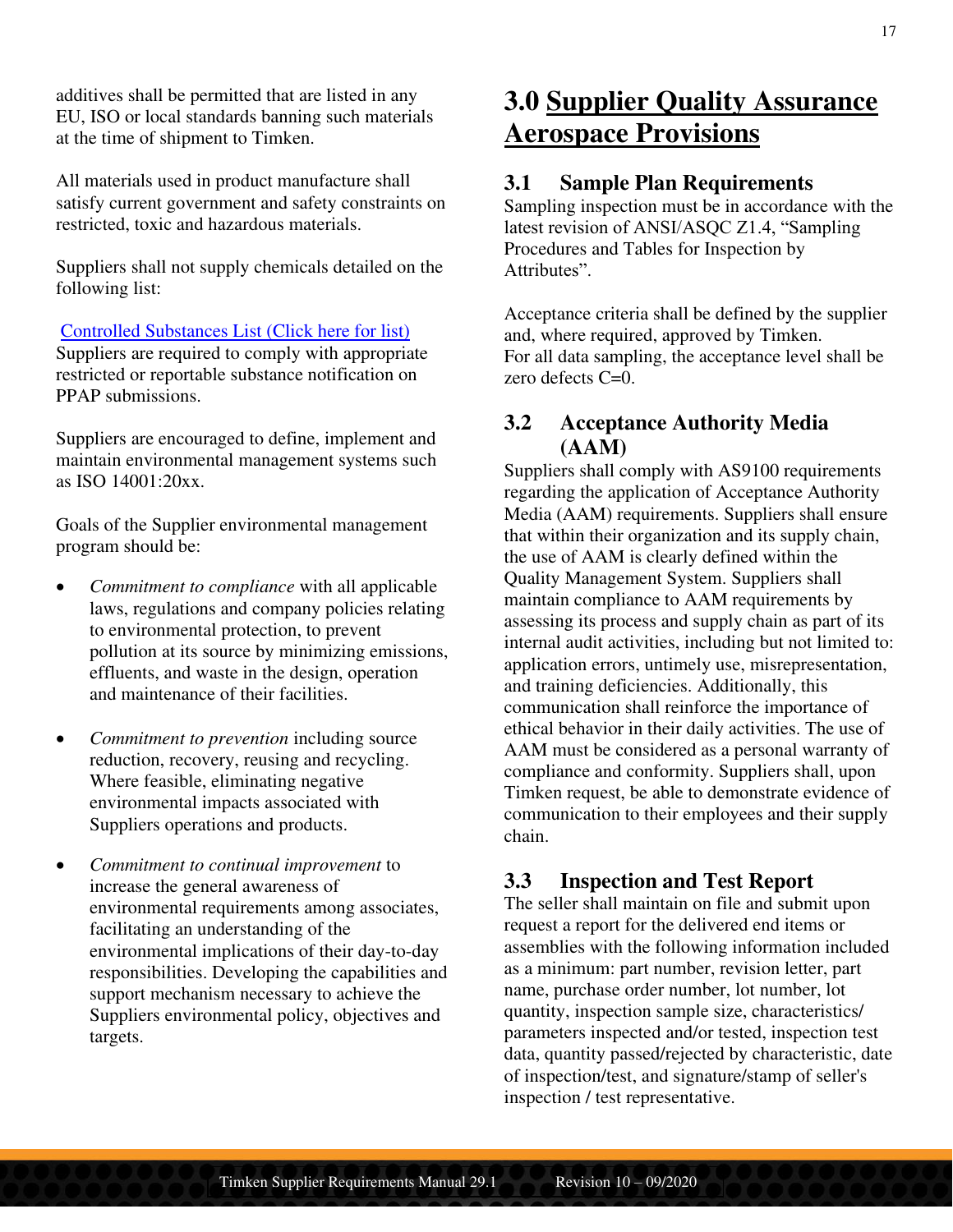additives shall be permitted that are listed in any EU, ISO or local standards banning such materials at the time of shipment to Timken.

All materials used in product manufacture shall satisfy current government and safety constraints on restricted, toxic and hazardous materials.

Suppliers shall not supply chemicals detailed on the following list:

Controlled Substances List (Click here for list)
Suppliers are required to comply with appropriate restricted or reportable substance notification on PPAP submissions.

Suppliers are encouraged to define, implement and maintain environmental management systems such as ISO 14001:20xx.

Goals of the Supplier environmental management program should be:

- *Commitment to compliance* with all applicable laws, regulations and company policies relating to environmental protection, to prevent pollution at its source by minimizing emissions, effluents, and waste in the design, operation and maintenance of their facilities.

- *Commitment to prevention* including source reduction, recovery, reusing and recycling. Where feasible, eliminating negative environmental impacts associated with Suppliers operations and products.

- *Commitment to continual improvement* to increase the general awareness of environmental requirements among associates, facilitating an understanding of the environmental implications of their day-to-day responsibilities. Developing the capabilities and support mechanism necessary to achieve the Suppliers environmental policy, objectives and targets.

# 3.0 Supplier Quality Assurance Aerospace Provisions

## 3.1 Sample Plan Requirements

Sampling inspection must be in accordance with the latest revision of ANSI/ASQC Z1.4, "Sampling Procedures and Tables for Inspection by Attributes".

Acceptance criteria shall be defined by the supplier and, where required, approved by Timken.
For all data sampling, the acceptance level shall be zero defects C=0.

## 3.2 Acceptance Authority Media (AAM)

Suppliers shall comply with AS9100 requirements regarding the application of Acceptance Authority Media (AAM) requirements. Suppliers shall ensure that within their organization and its supply chain, the use of AAM is clearly defined within the Quality Management System. Suppliers shall maintain compliance to AAM requirements by assessing its process and supply chain as part of its internal audit activities, including but not limited to: application errors, untimely use, misrepresentation, and training deficiencies. Additionally, this communication shall reinforce the importance of ethical behavior in their daily activities. The use of AAM must be considered as a personal warranty of compliance and conformity. Suppliers shall, upon Timken request, be able to demonstrate evidence of communication to their employees and their supply chain.

## 3.3 Inspection and Test Report

The seller shall maintain on file and submit upon request a report for the delivered end items or assemblies with the following information included as a minimum: part number, revision letter, part name, purchase order number, lot number, lot quantity, inspection sample size, characteristics/parameters inspected and/or tested, inspection test data, quantity passed/rejected by characteristic, date of inspection/test, and signature/stamp of seller's inspection / test representative.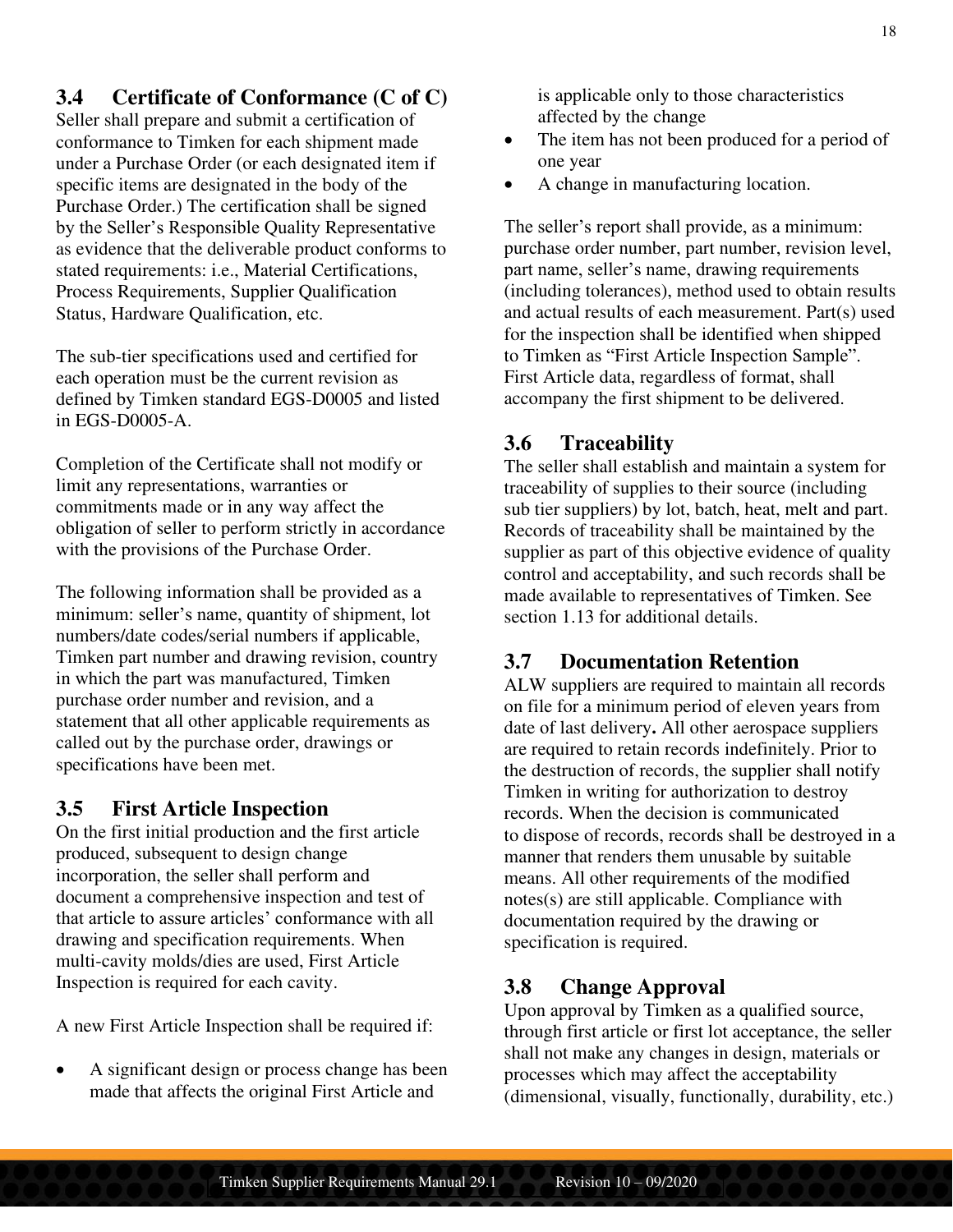## 3.4 Certificate of Conformance (C of C)

Seller shall prepare and submit a certification of conformance to Timken for each shipment made under a Purchase Order (or each designated item if specific items are designated in the body of the Purchase Order.) The certification shall be signed by the Seller's Responsible Quality Representative as evidence that the deliverable product conforms to stated requirements: i.e., Material Certifications, Process Requirements, Supplier Qualification Status, Hardware Qualification, etc.

The sub-tier specifications used and certified for each operation must be the current revision as defined by Timken standard EGS-D0005 and listed in EGS-D0005-A.

Completion of the Certificate shall not modify or limit any representations, warranties or commitments made or in any way affect the obligation of seller to perform strictly in accordance with the provisions of the Purchase Order.

The following information shall be provided as a minimum: seller's name, quantity of shipment, lot numbers/date codes/serial numbers if applicable, Timken part number and drawing revision, country in which the part was manufactured, Timken purchase order number and revision, and a statement that all other applicable requirements as called out by the purchase order, drawings or specifications have been met.

## 3.5 First Article Inspection

On the first initial production and the first article produced, subsequent to design change incorporation, the seller shall perform and document a comprehensive inspection and test of that article to assure articles' conformance with all drawing and specification requirements. When multi-cavity molds/dies are used, First Article Inspection is required for each cavity.

A new First Article Inspection shall be required if:

- A significant design or process change has been made that affects the original First Article and is applicable only to those characteristics affected by the change
- The item has not been produced for a period of one year
- A change in manufacturing location.

The seller's report shall provide, as a minimum: purchase order number, part number, revision level, part name, seller's name, drawing requirements (including tolerances), method used to obtain results and actual results of each measurement. Part(s) used for the inspection shall be identified when shipped to Timken as "First Article Inspection Sample". First Article data, regardless of format, shall accompany the first shipment to be delivered.

## 3.6 Traceability

The seller shall establish and maintain a system for traceability of supplies to their source (including sub tier suppliers) by lot, batch, heat, melt and part. Records of traceability shall be maintained by the supplier as part of this objective evidence of quality control and acceptability, and such records shall be made available to representatives of Timken. See section 1.13 for additional details.

## 3.7 Documentation Retention

ALW suppliers are required to maintain all records on file for a minimum period of eleven years from date of last delivery**.** All other aerospace suppliers are required to retain records indefinitely. Prior to the destruction of records, the supplier shall notify Timken in writing for authorization to destroy records. When the decision is communicated to dispose of records, records shall be destroyed in a manner that renders them unusable by suitable means. All other requirements of the modified notes(s) are still applicable. Compliance with documentation required by the drawing or specification is required.

## 3.8 Change Approval

Upon approval by Timken as a qualified source, through first article or first lot acceptance, the seller shall not make any changes in design, materials or processes which may affect the acceptability (dimensional, visually, functionally, durability, etc.)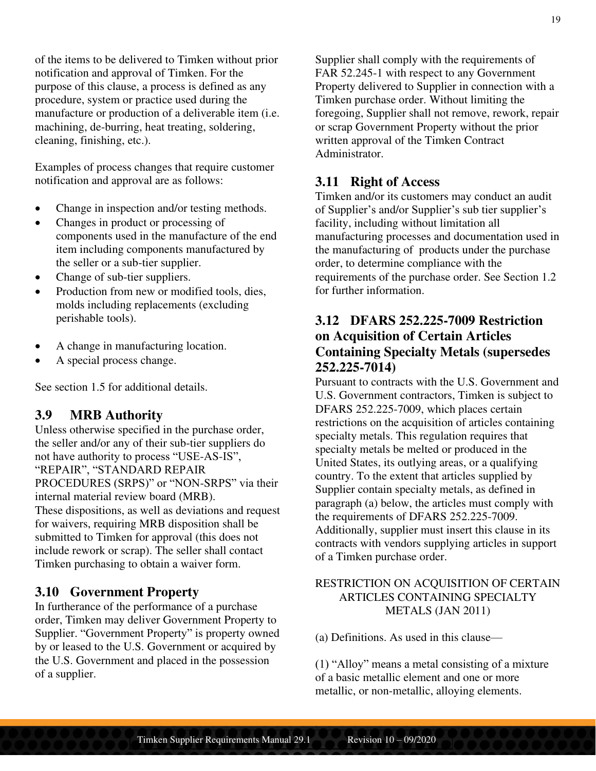of the items to be delivered to Timken without prior notification and approval of Timken. For the purpose of this clause, a process is defined as any procedure, system or practice used during the manufacture or production of a deliverable item (i.e. machining, de-burring, heat treating, soldering, cleaning, finishing, etc.).

Examples of process changes that require customer notification and approval are as follows:

- Change in inspection and/or testing methods.
- Changes in product or processing of components used in the manufacture of the end item including components manufactured by the seller or a sub-tier supplier.
- Change of sub-tier suppliers.
- Production from new or modified tools, dies, molds including replacements (excluding perishable tools).
- A change in manufacturing location.
- A special process change.

See section 1.5 for additional details.

## 3.9 MRB Authority

Unless otherwise specified in the purchase order, the seller and/or any of their sub-tier suppliers do not have authority to process "USE-AS-IS", "REPAIR", "STANDARD REPAIR PROCEDURES (SRPS)" or "NON-SRPS" via their internal material review board (MRB). These dispositions, as well as deviations and request for waivers, requiring MRB disposition shall be submitted to Timken for approval (this does not include rework or scrap). The seller shall contact Timken purchasing to obtain a waiver form.

## 3.10 Government Property

In furtherance of the performance of a purchase order, Timken may deliver Government Property to Supplier. "Government Property" is property owned by or leased to the U.S. Government or acquired by the U.S. Government and placed in the possession of a supplier.

Supplier shall comply with the requirements of FAR 52.245-1 with respect to any Government Property delivered to Supplier in connection with a Timken purchase order. Without limiting the foregoing, Supplier shall not remove, rework, repair or scrap Government Property without the prior written approval of the Timken Contract Administrator.

## 3.11 Right of Access

Timken and/or its customers may conduct an audit of Supplier's and/or Supplier's sub tier supplier's facility, including without limitation all manufacturing processes and documentation used in the manufacturing of products under the purchase order, to determine compliance with the requirements of the purchase order. See Section 1.2 for further information.

## 3.12 DFARS 252.225-7009 Restriction on Acquisition of Certain Articles Containing Specialty Metals (supersedes 252.225-7014)

Pursuant to contracts with the U.S. Government and U.S. Government contractors, Timken is subject to DFARS 252.225-7009, which places certain restrictions on the acquisition of articles containing specialty metals. This regulation requires that specialty metals be melted or produced in the United States, its outlying areas, or a qualifying country. To the extent that articles supplied by Supplier contain specialty metals, as defined in paragraph (a) below, the articles must comply with the requirements of DFARS 252.225-7009. Additionally, supplier must insert this clause in its contracts with vendors supplying articles in support of a Timken purchase order.

RESTRICTION ON ACQUISITION OF CERTAIN ARTICLES CONTAINING SPECIALTY METALS (JAN 2011)

(a) Definitions. As used in this clause—

(1) "Alloy" means a metal consisting of a mixture of a basic metallic element and one or more metallic, or non-metallic, alloying elements.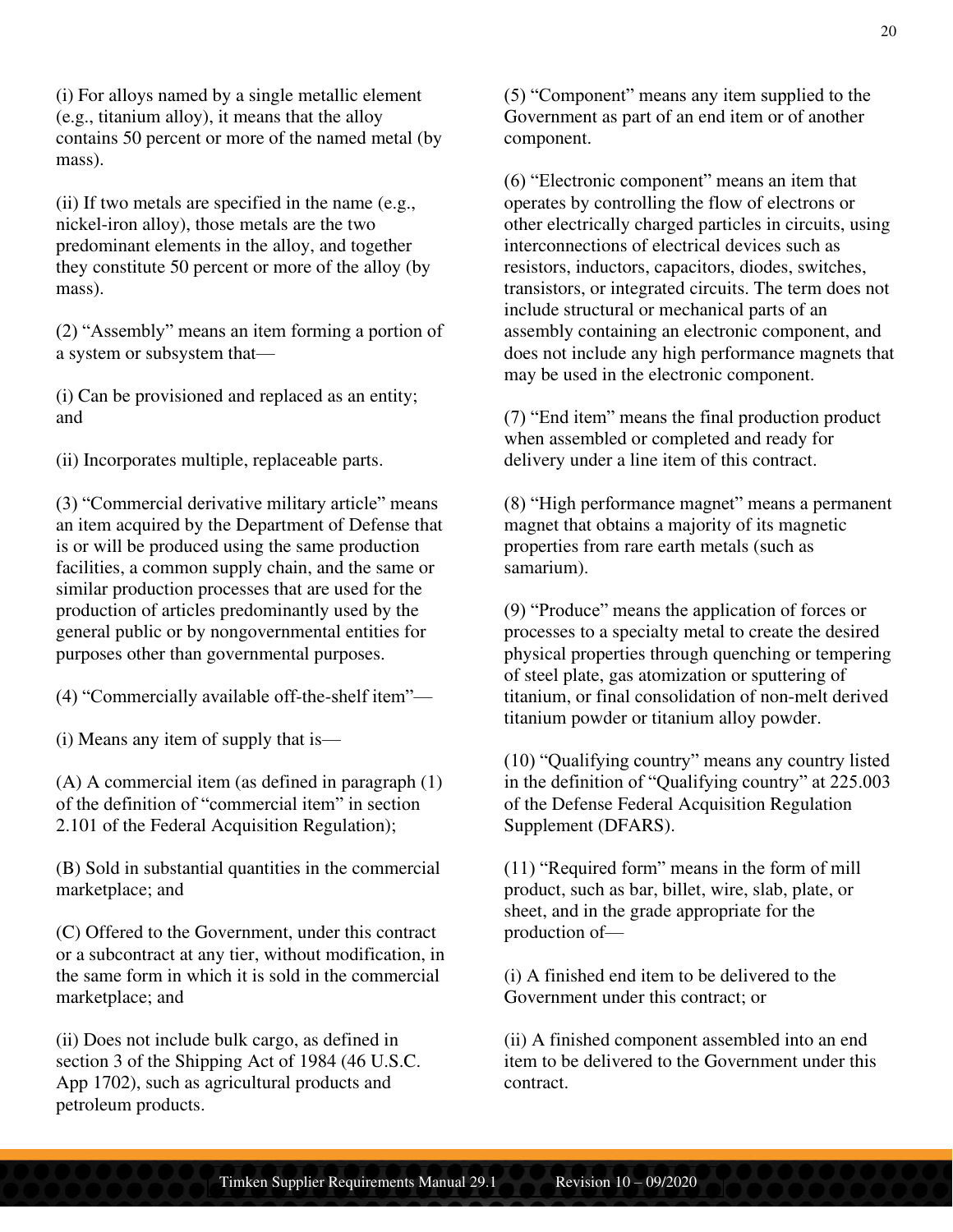(i) For alloys named by a single metallic element (e.g., titanium alloy), it means that the alloy contains 50 percent or more of the named metal (by mass).

(ii) If two metals are specified in the name (e.g., nickel-iron alloy), those metals are the two predominant elements in the alloy, and together they constitute 50 percent or more of the alloy (by mass).

(2) “Assembly” means an item forming a portion of a system or subsystem that—

(i) Can be provisioned and replaced as an entity; and

(ii) Incorporates multiple, replaceable parts.

(3) “Commercial derivative military article” means an item acquired by the Department of Defense that is or will be produced using the same production facilities, a common supply chain, and the same or similar production processes that are used for the production of articles predominantly used by the general public or by nongovernmental entities for purposes other than governmental purposes.

(4) “Commercially available off-the-shelf item”—

(i) Means any item of supply that is—

(A) A commercial item (as defined in paragraph (1) of the definition of “commercial item” in section 2.101 of the Federal Acquisition Regulation);

(B) Sold in substantial quantities in the commercial marketplace; and

(C) Offered to the Government, under this contract or a subcontract at any tier, without modification, in the same form in which it is sold in the commercial marketplace; and

(ii) Does not include bulk cargo, as defined in section 3 of the Shipping Act of 1984 (46 U.S.C. App 1702), such as agricultural products and petroleum products.

(5) “Component” means any item supplied to the Government as part of an end item or of another component.

(6) “Electronic component” means an item that operates by controlling the flow of electrons or other electrically charged particles in circuits, using interconnections of electrical devices such as resistors, inductors, capacitors, diodes, switches, transistors, or integrated circuits. The term does not include structural or mechanical parts of an assembly containing an electronic component, and does not include any high performance magnets that may be used in the electronic component.

(7) “End item” means the final production product when assembled or completed and ready for delivery under a line item of this contract.

(8) “High performance magnet” means a permanent magnet that obtains a majority of its magnetic properties from rare earth metals (such as samarium).

(9) “Produce” means the application of forces or processes to a specialty metal to create the desired physical properties through quenching or tempering of steel plate, gas atomization or sputtering of titanium, or final consolidation of non-melt derived titanium powder or titanium alloy powder.

(10) “Qualifying country” means any country listed in the definition of “Qualifying country” at 225.003 of the Defense Federal Acquisition Regulation Supplement (DFARS).

(11) “Required form” means in the form of mill product, such as bar, billet, wire, slab, plate, or sheet, and in the grade appropriate for the production of—

(i) A finished end item to be delivered to the Government under this contract; or

(ii) A finished component assembled into an end item to be delivered to the Government under this contract.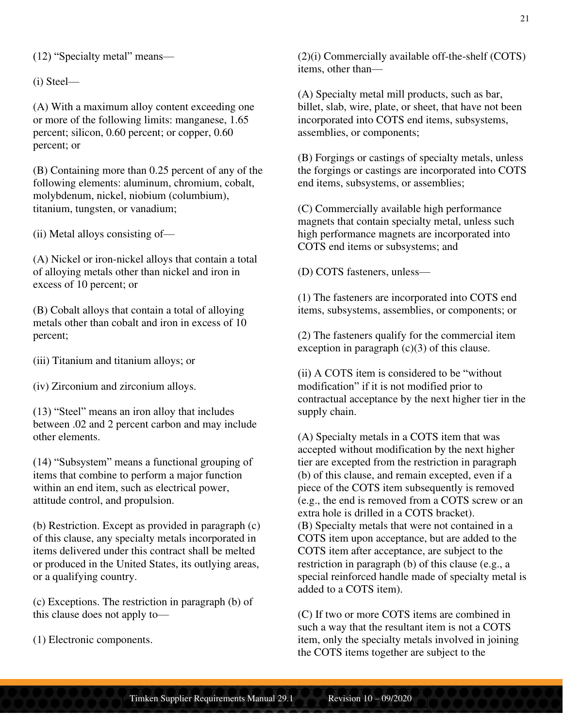(12) “Specialty metal” means—

(i) Steel—

(A) With a maximum alloy content exceeding one or more of the following limits: manganese, 1.65 percent; silicon, 0.60 percent; or copper, 0.60 percent; or

(B) Containing more than 0.25 percent of any of the following elements: aluminum, chromium, cobalt, molybdenum, nickel, niobium (columbium), titanium, tungsten, or vanadium;

(ii) Metal alloys consisting of—

(A) Nickel or iron-nickel alloys that contain a total of alloying metals other than nickel and iron in excess of 10 percent; or

(B) Cobalt alloys that contain a total of alloying metals other than cobalt and iron in excess of 10 percent;

(iii) Titanium and titanium alloys; or

(iv) Zirconium and zirconium alloys.

(13) “Steel” means an iron alloy that includes between .02 and 2 percent carbon and may include other elements.

(14) “Subsystem” means a functional grouping of items that combine to perform a major function within an end item, such as electrical power, attitude control, and propulsion.

(b) Restriction. Except as provided in paragraph (c) of this clause, any specialty metals incorporated in items delivered under this contract shall be melted or produced in the United States, its outlying areas, or a qualifying country.

(c) Exceptions. The restriction in paragraph (b) of this clause does not apply to—

(1) Electronic components.

(2)(i) Commercially available off-the-shelf (COTS) items, other than—

(A) Specialty metal mill products, such as bar, billet, slab, wire, plate, or sheet, that have not been incorporated into COTS end items, subsystems, assemblies, or components;

(B) Forgings or castings of specialty metals, unless the forgings or castings are incorporated into COTS end items, subsystems, or assemblies;

(C) Commercially available high performance magnets that contain specialty metal, unless such high performance magnets are incorporated into COTS end items or subsystems; and

(D) COTS fasteners, unless—

(1) The fasteners are incorporated into COTS end items, subsystems, assemblies, or components; or

(2) The fasteners qualify for the commercial item exception in paragraph (c)(3) of this clause.

(ii) A COTS item is considered to be “without modification” if it is not modified prior to contractual acceptance by the next higher tier in the supply chain.

(A) Specialty metals in a COTS item that was accepted without modification by the next higher tier are excepted from the restriction in paragraph (b) of this clause, and remain excepted, even if a piece of the COTS item subsequently is removed (e.g., the end is removed from a COTS screw or an extra hole is drilled in a COTS bracket).

(B) Specialty metals that were not contained in a COTS item upon acceptance, but are added to the COTS item after acceptance, are subject to the restriction in paragraph (b) of this clause (e.g., a special reinforced handle made of specialty metal is added to a COTS item).

(C) If two or more COTS items are combined in such a way that the resultant item is not a COTS item, only the specialty metals involved in joining the COTS items together are subject to the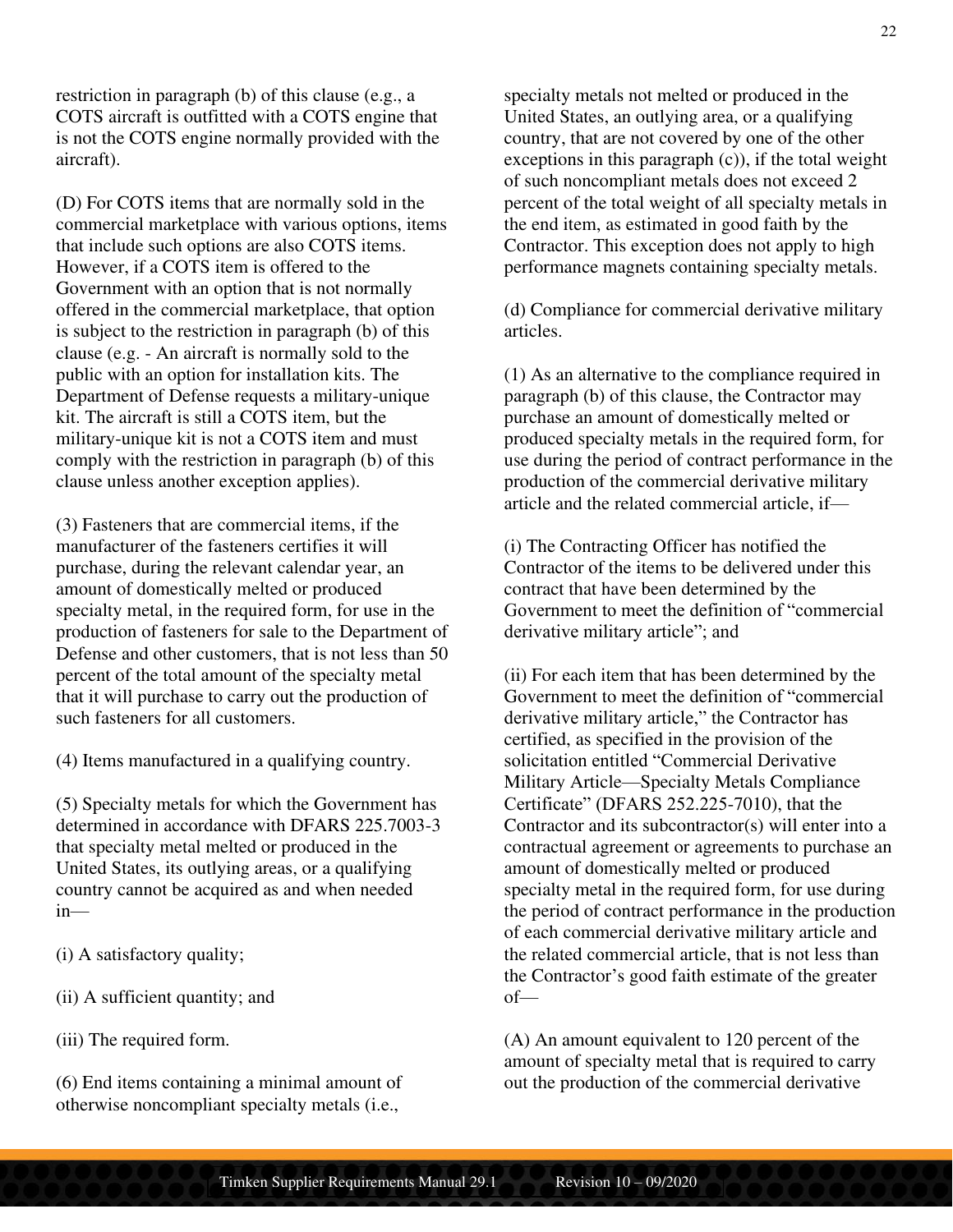restriction in paragraph (b) of this clause (e.g., a COTS aircraft is outfitted with a COTS engine that is not the COTS engine normally provided with the aircraft).

(D) For COTS items that are normally sold in the commercial marketplace with various options, items that include such options are also COTS items. However, if a COTS item is offered to the Government with an option that is not normally offered in the commercial marketplace, that option is subject to the restriction in paragraph (b) of this clause (e.g. - An aircraft is normally sold to the public with an option for installation kits. The Department of Defense requests a military-unique kit. The aircraft is still a COTS item, but the military-unique kit is not a COTS item and must comply with the restriction in paragraph (b) of this clause unless another exception applies).

(3) Fasteners that are commercial items, if the manufacturer of the fasteners certifies it will purchase, during the relevant calendar year, an amount of domestically melted or produced specialty metal, in the required form, for use in the production of fasteners for sale to the Department of Defense and other customers, that is not less than 50 percent of the total amount of the specialty metal that it will purchase to carry out the production of such fasteners for all customers.

(4) Items manufactured in a qualifying country.

(5) Specialty metals for which the Government has determined in accordance with DFARS 225.7003-3 that specialty metal melted or produced in the United States, its outlying areas, or a qualifying country cannot be acquired as and when needed in—

(i) A satisfactory quality;

(ii) A sufficient quantity; and

(iii) The required form.

(6) End items containing a minimal amount of otherwise noncompliant specialty metals (i.e., specialty metals not melted or produced in the United States, an outlying area, or a qualifying country, that are not covered by one of the other exceptions in this paragraph (c)), if the total weight of such noncompliant metals does not exceed 2 percent of the total weight of all specialty metals in the end item, as estimated in good faith by the Contractor. This exception does not apply to high performance magnets containing specialty metals.

(d) Compliance for commercial derivative military articles.

(1) As an alternative to the compliance required in paragraph (b) of this clause, the Contractor may purchase an amount of domestically melted or produced specialty metals in the required form, for use during the period of contract performance in the production of the commercial derivative military article and the related commercial article, if—

(i) The Contracting Officer has notified the Contractor of the items to be delivered under this contract that have been determined by the Government to meet the definition of “commercial derivative military article”; and

(ii) For each item that has been determined by the Government to meet the definition of “commercial derivative military article,” the Contractor has certified, as specified in the provision of the solicitation entitled “Commercial Derivative Military Article—Specialty Metals Compliance Certificate” (DFARS 252.225-7010), that the Contractor and its subcontractor(s) will enter into a contractual agreement or agreements to purchase an amount of domestically melted or produced specialty metal in the required form, for use during the period of contract performance in the production of each commercial derivative military article and the related commercial article, that is not less than the Contractor’s good faith estimate of the greater of—

(A) An amount equivalent to 120 percent of the amount of specialty metal that is required to carry out the production of the commercial derivative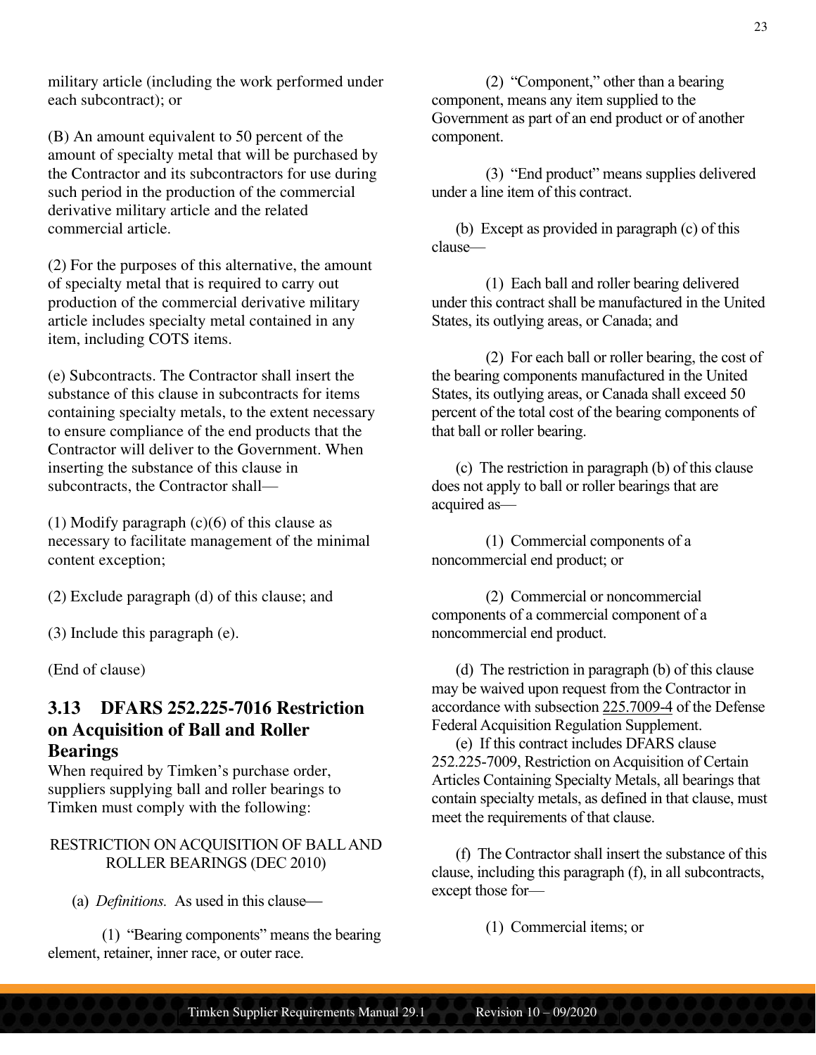military article (including the work performed under each subcontract); or

(B) An amount equivalent to 50 percent of the amount of specialty metal that will be purchased by the Contractor and its subcontractors for use during such period in the production of the commercial derivative military article and the related commercial article.

(2) For the purposes of this alternative, the amount of specialty metal that is required to carry out production of the commercial derivative military article includes specialty metal contained in any item, including COTS items.

(e) Subcontracts. The Contractor shall insert the substance of this clause in subcontracts for items containing specialty metals, to the extent necessary to ensure compliance of the end products that the Contractor will deliver to the Government. When inserting the substance of this clause in subcontracts, the Contractor shall—

(1) Modify paragraph (c)(6) of this clause as necessary to facilitate management of the minimal content exception;

(2) Exclude paragraph (d) of this clause; and

(3) Include this paragraph (e).

(End of clause)

## 3.13 DFARS 252.225-7016 Restriction on Acquisition of Ball and Roller Bearings

When required by Timken's purchase order, suppliers supplying ball and roller bearings to Timken must comply with the following:

RESTRICTION ON ACQUISITION OF BALL AND ROLLER BEARINGS (DEC 2010)

(a) *Definitions.* As used in this clause—

(1) "Bearing components" means the bearing element, retainer, inner race, or outer race.

(2) "Component," other than a bearing component, means any item supplied to the Government as part of an end product or of another component.

(3) "End product" means supplies delivered under a line item of this contract.

(b) Except as provided in paragraph (c) of this clause—

(1) Each ball and roller bearing delivered under this contract shall be manufactured in the United States, its outlying areas, or Canada; and

(2) For each ball or roller bearing, the cost of the bearing components manufactured in the United States, its outlying areas, or Canada shall exceed 50 percent of the total cost of the bearing components of that ball or roller bearing.

(c) The restriction in paragraph (b) of this clause does not apply to ball or roller bearings that are acquired as—

(1) Commercial components of a noncommercial end product; or

(2) Commercial or noncommercial components of a commercial component of a noncommercial end product.

(d) The restriction in paragraph (b) of this clause may be waived upon request from the Contractor in accordance with subsection 225.7009-4 of the Defense Federal Acquisition Regulation Supplement.

(e) If this contract includes DFARS clause 252.225-7009, Restriction on Acquisition of Certain Articles Containing Specialty Metals, all bearings that contain specialty metals, as defined in that clause, must meet the requirements of that clause.

(f) The Contractor shall insert the substance of this clause, including this paragraph (f), in all subcontracts, except those for—

(1) Commercial items; or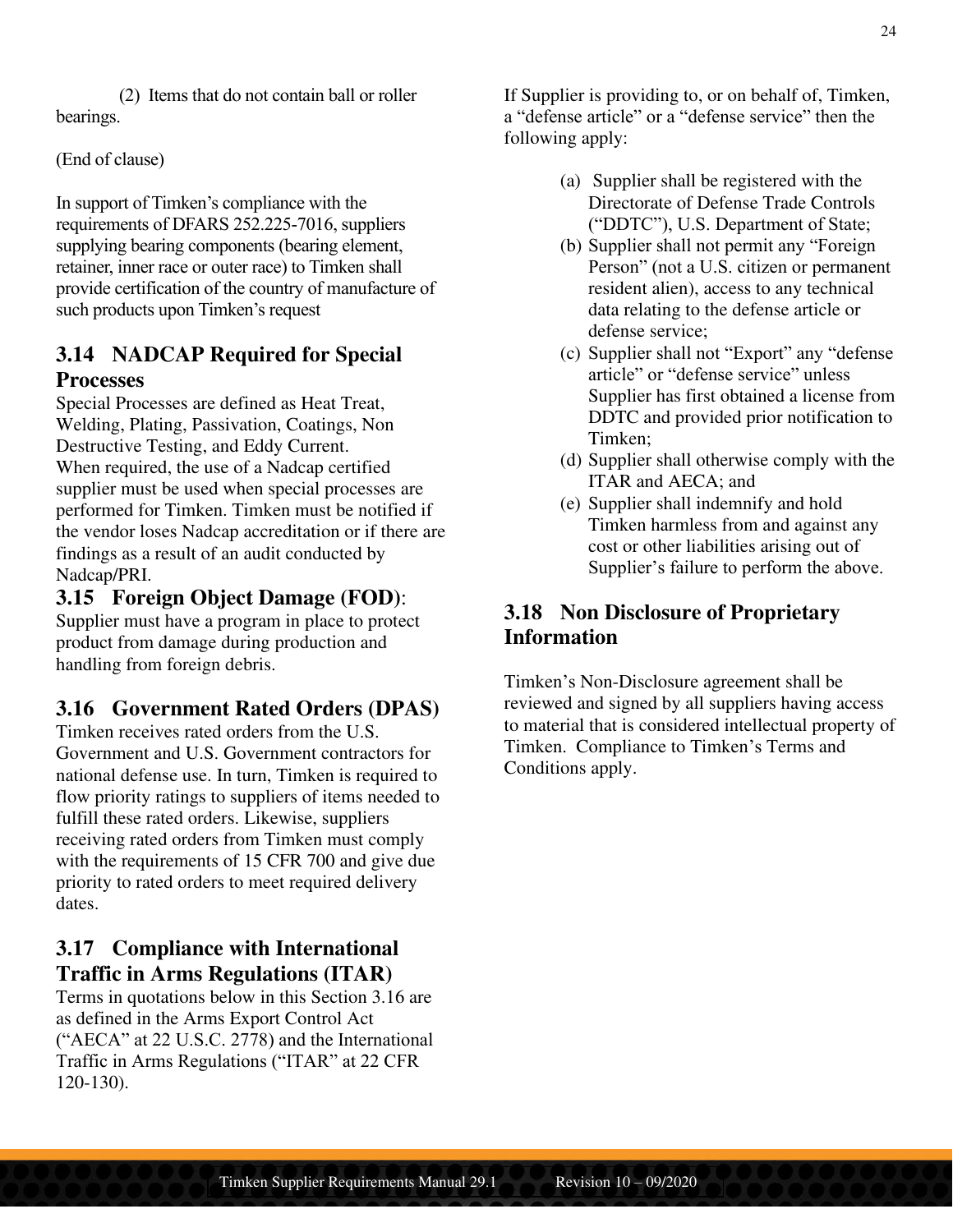(2) Items that do not contain ball or roller bearings.

(End of clause)

In support of Timken's compliance with the requirements of DFARS 252.225-7016, suppliers supplying bearing components (bearing element, retainer, inner race or outer race) to Timken shall provide certification of the country of manufacture of such products upon Timken's request

## 3.14 NADCAP Required for Special Processes

Special Processes are defined as Heat Treat, Welding, Plating, Passivation, Coatings, Non Destructive Testing, and Eddy Current.
When required, the use of a Nadcap certified supplier must be used when special processes are performed for Timken. Timken must be notified if the vendor loses Nadcap accreditation or if there are findings as a result of an audit conducted by Nadcap/PRI.

## 3.15 Foreign Object Damage (FOD):

Supplier must have a program in place to protect product from damage during production and handling from foreign debris.

## 3.16 Government Rated Orders (DPAS)

Timken receives rated orders from the U.S. Government and U.S. Government contractors for national defense use. In turn, Timken is required to flow priority ratings to suppliers of items needed to fulfill these rated orders. Likewise, suppliers receiving rated orders from Timken must comply with the requirements of 15 CFR 700 and give due priority to rated orders to meet required delivery dates.

## 3.17 Compliance with International Traffic in Arms Regulations (ITAR)

Terms in quotations below in this Section 3.16 are as defined in the Arms Export Control Act ("AECA" at 22 U.S.C. 2778) and the International Traffic in Arms Regulations ("ITAR" at 22 CFR 120-130).

If Supplier is providing to, or on behalf of, Timken, a "defense article" or a "defense service" then the following apply:

(a) Supplier shall be registered with the Directorate of Defense Trade Controls ("DDTC"), U.S. Department of State;
(b) Supplier shall not permit any "Foreign Person" (not a U.S. citizen or permanent resident alien), access to any technical data relating to the defense article or defense service;
(c) Supplier shall not "Export" any "defense article" or "defense service" unless Supplier has first obtained a license from DDTC and provided prior notification to Timken;
(d) Supplier shall otherwise comply with the ITAR and AECA; and
(e) Supplier shall indemnify and hold Timken harmless from and against any cost or other liabilities arising out of Supplier's failure to perform the above.

## 3.18 Non Disclosure of Proprietary Information

Timken's Non-Disclosure agreement shall be reviewed and signed by all suppliers having access to material that is considered intellectual property of Timken. Compliance to Timken's Terms and Conditions apply.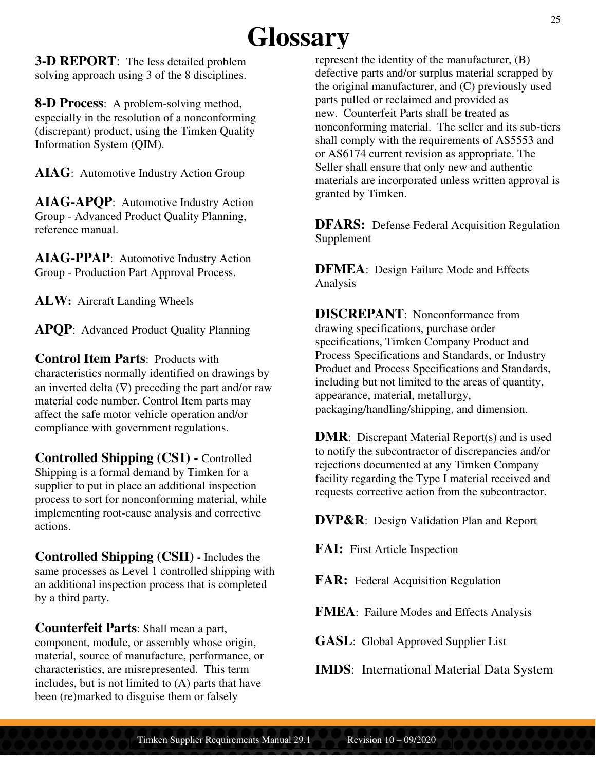# Glossary

**3-D REPORT**: The less detailed problem solving approach using 3 of the 8 disciplines.

**8-D Process**: A problem-solving method, especially in the resolution of a nonconforming (discrepant) product, using the Timken Quality Information System (QIM).

**AIAG**: Automotive Industry Action Group

**AIAG-APQP**: Automotive Industry Action Group - Advanced Product Quality Planning, reference manual.

**AIAG-PPAP**: Automotive Industry Action Group - Production Part Approval Process.

**ALW:** Aircraft Landing Wheels

**APQP**: Advanced Product Quality Planning

**Control Item Parts**: Products with characteristics normally identified on drawings by an inverted delta (∇) preceding the part and/or raw material code number. Control Item parts may affect the safe motor vehicle operation and/or compliance with government regulations.

**Controlled Shipping (CS1) -** Controlled Shipping is a formal demand by Timken for a supplier to put in place an additional inspection process to sort for nonconforming material, while implementing root-cause analysis and corrective actions.

**Controlled Shipping (CSII) -** Includes the same processes as Level 1 controlled shipping with an additional inspection process that is completed by a third party.

**Counterfeit Parts**: Shall mean a part, component, module, or assembly whose origin, material, source of manufacture, performance, or characteristics, are misrepresented. This term includes, but is not limited to (A) parts that have been (re)marked to disguise them or falsely represent the identity of the manufacturer, (B) defective parts and/or surplus material scrapped by the original manufacturer, and (C) previously used parts pulled or reclaimed and provided as new. Counterfeit Parts shall be treated as nonconforming material. The seller and its sub-tiers shall comply with the requirements of AS5553 and or AS6174 current revision as appropriate. The Seller shall ensure that only new and authentic materials are incorporated unless written approval is granted by Timken.

**DFARS:** Defense Federal Acquisition Regulation Supplement

**DFMEA**: Design Failure Mode and Effects Analysis

**DISCREPANT**: Nonconformance from drawing specifications, purchase order specifications, Timken Company Product and Process Specifications and Standards, or Industry Product and Process Specifications and Standards, including but not limited to the areas of quantity, appearance, material, metallurgy, packaging/handling/shipping, and dimension.

**DMR**: Discrepant Material Report(s) and is used to notify the subcontractor of discrepancies and/or rejections documented at any Timken Company facility regarding the Type I material received and requests corrective action from the subcontractor.

**DVP&R**: Design Validation Plan and Report

**FAI:** First Article Inspection

**FAR:** Federal Acquisition Regulation

**FMEA**: Failure Modes and Effects Analysis

**GASL**: Global Approved Supplier List

**IMDS**: International Material Data System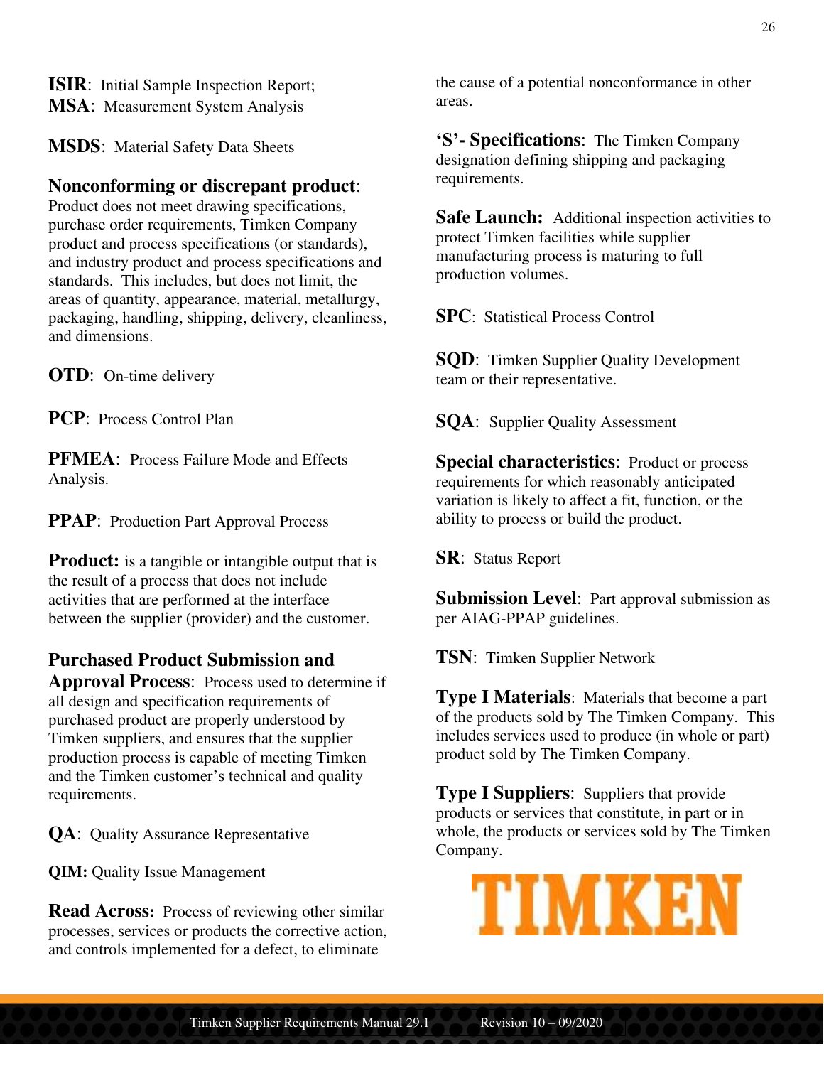**ISIR**: Initial Sample Inspection Report;
**MSA**: Measurement System Analysis

**MSDS**: Material Safety Data Sheets

**Nonconforming or discrepant product**: Product does not meet drawing specifications, purchase order requirements, Timken Company product and process specifications (or standards), and industry product and process specifications and standards. This includes, but does not limit, the areas of quantity, appearance, material, metallurgy, packaging, handling, shipping, delivery, cleanliness, and dimensions.

**OTD**: On-time delivery

**PCP**: Process Control Plan

**PFMEA**: Process Failure Mode and Effects Analysis.

**PPAP**: Production Part Approval Process

**Product:** is a tangible or intangible output that is the result of a process that does not include activities that are performed at the interface between the supplier (provider) and the customer.

**Purchased Product Submission and Approval Process**: Process used to determine if all design and specification requirements of purchased product are properly understood by Timken suppliers, and ensures that the supplier production process is capable of meeting Timken and the Timken customer's technical and quality requirements.

**QA**: Quality Assurance Representative

**QIM:** Quality Issue Management

**Read Across:** Process of reviewing other similar processes, services or products the corrective action, and controls implemented for a defect, to eliminate the cause of a potential nonconformance in other areas.

**'S'- Specifications**: The Timken Company designation defining shipping and packaging requirements.

**Safe Launch:** Additional inspection activities to protect Timken facilities while supplier manufacturing process is maturing to full production volumes.

**SPC**: Statistical Process Control

**SQD**: Timken Supplier Quality Development team or their representative.

**SQA**: Supplier Quality Assessment

**Special characteristics**: Product or process requirements for which reasonably anticipated variation is likely to affect a fit, function, or the ability to process or build the product.

**SR**: Status Report

**Submission Level**: Part approval submission as per AIAG-PPAP guidelines.

**TSN**: Timken Supplier Network

**Type I Materials**: Materials that become a part of the products sold by The Timken Company. This includes services used to produce (in whole or part) product sold by The Timken Company.

**Type I Suppliers**: Suppliers that provide products or services that constitute, in part or in whole, the products or services sold by The Timken Company.

TIMKEN